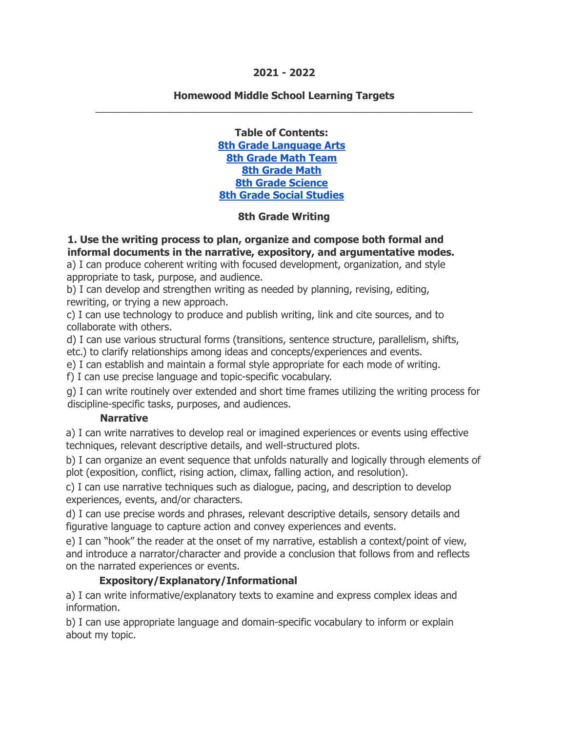**2021 - 2022**

# Homewood Middle School Learning Targets

---

**Table of Contents:**

[8th Grade Language Arts](#)
[8th Grade Math Team](#)
[8th Grade Math](#)
[8th Grade Science](#)
[8th Grade Social Studies](#)

## 8th Grade Writing

**1. Use the writing process to plan, organize and compose both formal and informal documents in the narrative, expository, and argumentative modes.**

a) I can produce coherent writing with focused development, organization, and style appropriate to task, purpose, and audience.

b) I can develop and strengthen writing as needed by planning, revising, editing, rewriting, or trying a new approach.

c) I can use technology to produce and publish writing, link and cite sources, and to collaborate with others.

d) I can use various structural forms (transitions, sentence structure, parallelism, shifts, etc.) to clarify relationships among ideas and concepts/experiences and events.

e) I can establish and maintain a formal style appropriate for each mode of writing.

f) I can use precise language and topic-specific vocabulary.

g) I can write routinely over extended and short time frames utilizing the writing process for discipline-specific tasks, purposes, and audiences.

**Narrative**

a) I can write narratives to develop real or imagined experiences or events using effective techniques, relevant descriptive details, and well-structured plots.

b) I can organize an event sequence that unfolds naturally and logically through elements of plot (exposition, conflict, rising action, climax, falling action, and resolution).

c) I can use narrative techniques such as dialogue, pacing, and description to develop experiences, events, and/or characters.

d) I can use precise words and phrases, relevant descriptive details, sensory details and figurative language to capture action and convey experiences and events.

e) I can "hook" the reader at the onset of my narrative, establish a context/point of view, and introduce a narrator/character and provide a conclusion that follows from and reflects on the narrated experiences or events.

**Expository/Explanatory/Informational**

a) I can write informative/explanatory texts to examine and express complex ideas and information.

b) I can use appropriate language and domain-specific vocabulary to inform or explain about my topic.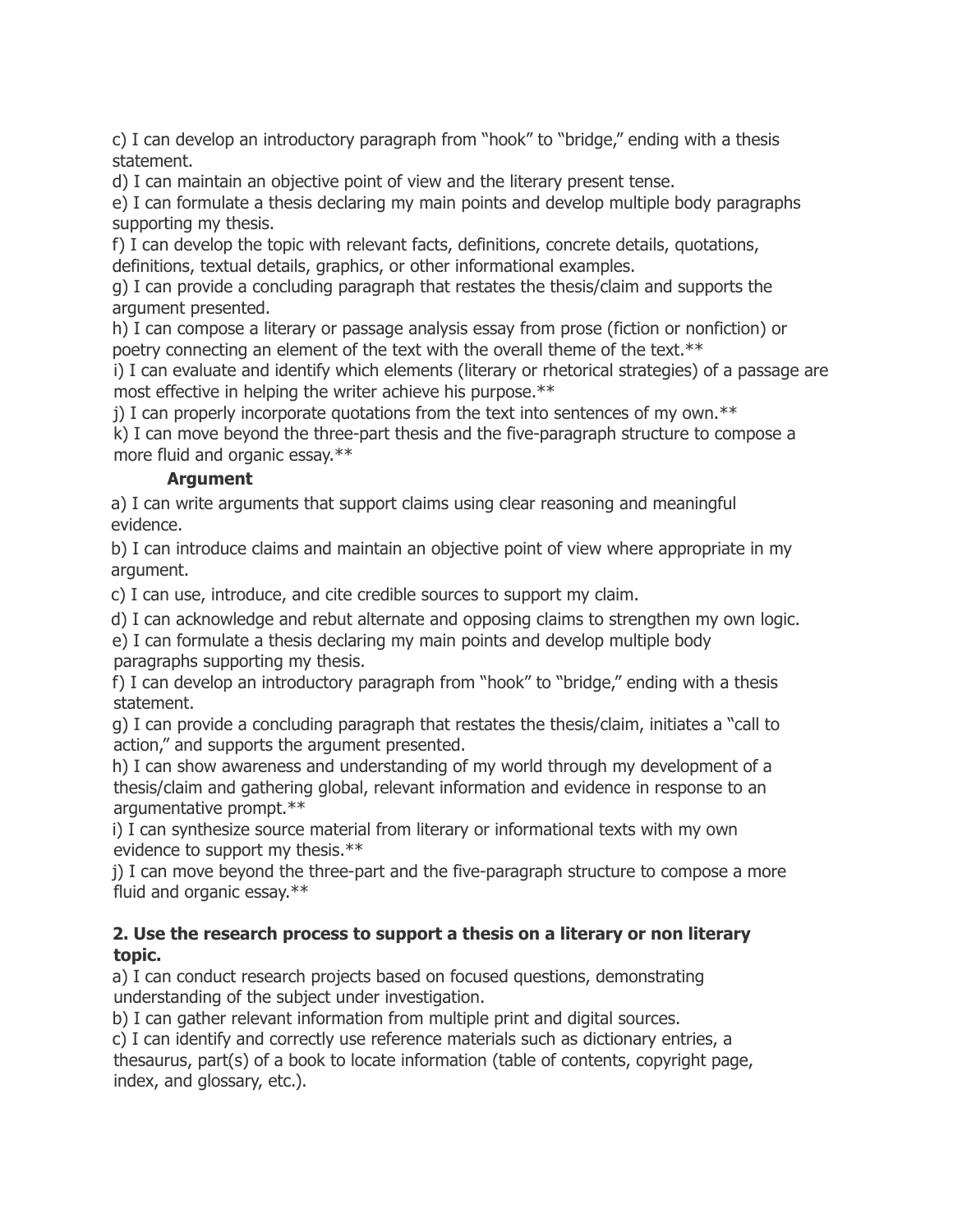c) I can develop an introductory paragraph from "hook" to "bridge," ending with a thesis statement.
d) I can maintain an objective point of view and the literary present tense.
e) I can formulate a thesis declaring my main points and develop multiple body paragraphs supporting my thesis.
f) I can develop the topic with relevant facts, definitions, concrete details, quotations, definitions, textual details, graphics, or other informational examples.
g) I can provide a concluding paragraph that restates the thesis/claim and supports the argument presented.
h) I can compose a literary or passage analysis essay from prose (fiction or nonfiction) or poetry connecting an element of the text with the overall theme of the text.**
i) I can evaluate and identify which elements (literary or rhetorical strategies) of a passage are most effective in helping the writer achieve his purpose.**
j) I can properly incorporate quotations from the text into sentences of my own.**
k) I can move beyond the three-part thesis and the five-paragraph structure to compose a more fluid and organic essay.**

**Argument**

a) I can write arguments that support claims using clear reasoning and meaningful evidence.
b) I can introduce claims and maintain an objective point of view where appropriate in my argument.
c) I can use, introduce, and cite credible sources to support my claim.
d) I can acknowledge and rebut alternate and opposing claims to strengthen my own logic.
e) I can formulate a thesis declaring my main points and develop multiple body paragraphs supporting my thesis.
f) I can develop an introductory paragraph from "hook" to "bridge," ending with a thesis statement.
g) I can provide a concluding paragraph that restates the thesis/claim, initiates a "call to action," and supports the argument presented.
h) I can show awareness and understanding of my world through my development of a thesis/claim and gathering global, relevant information and evidence in response to an argumentative prompt.**
i) I can synthesize source material from literary or informational texts with my own evidence to support my thesis.**
j) I can move beyond the three-part and the five-paragraph structure to compose a more fluid and organic essay.**

**2. Use the research process to support a thesis on a literary or non literary topic.**

a) I can conduct research projects based on focused questions, demonstrating understanding of the subject under investigation.
b) I can gather relevant information from multiple print and digital sources.
c) I can identify and correctly use reference materials such as dictionary entries, a thesaurus, part(s) of a book to locate information (table of contents, copyright page, index, and glossary, etc.).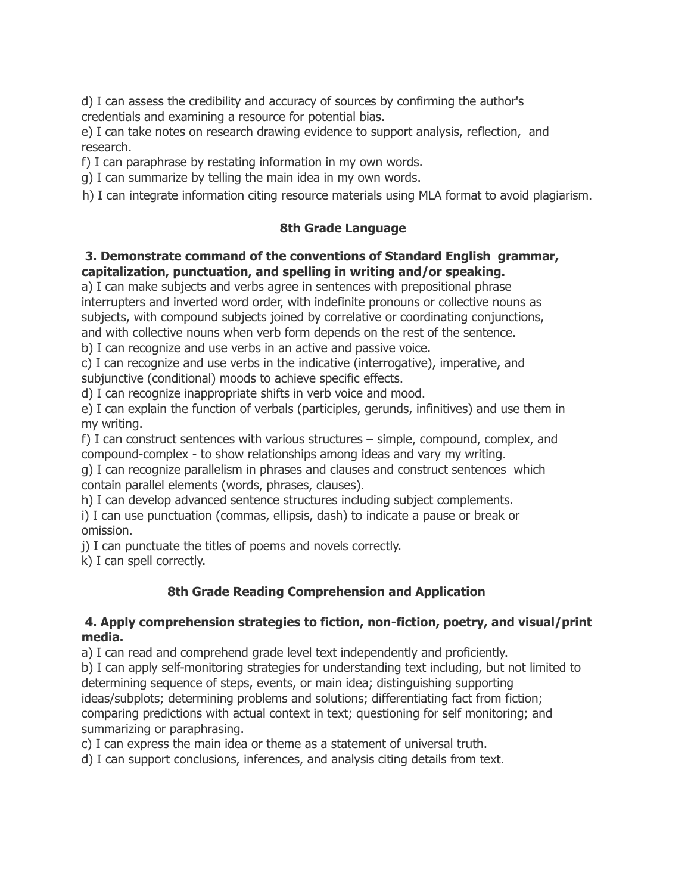d) I can assess the credibility and accuracy of sources by confirming the author's credentials and examining a resource for potential bias.
e) I can take notes on research drawing evidence to support analysis, reflection, and research.
f) I can paraphrase by restating information in my own words.
g) I can summarize by telling the main idea in my own words.
h) I can integrate information citing resource materials using MLA format to avoid plagiarism.

## 8th Grade Language

**3. Demonstrate command of the conventions of Standard English grammar, capitalization, punctuation, and spelling in writing and/or speaking.**

a) I can make subjects and verbs agree in sentences with prepositional phrase interrupters and inverted word order, with indefinite pronouns or collective nouns as subjects, with compound subjects joined by correlative or coordinating conjunctions, and with collective nouns when verb form depends on the rest of the sentence.
b) I can recognize and use verbs in an active and passive voice.
c) I can recognize and use verbs in the indicative (interrogative), imperative, and subjunctive (conditional) moods to achieve specific effects.
d) I can recognize inappropriate shifts in verb voice and mood.
e) I can explain the function of verbals (participles, gerunds, infinitives) and use them in my writing.
f) I can construct sentences with various structures – simple, compound, complex, and compound-complex - to show relationships among ideas and vary my writing.
g) I can recognize parallelism in phrases and clauses and construct sentences which contain parallel elements (words, phrases, clauses).
h) I can develop advanced sentence structures including subject complements.
i) I can use punctuation (commas, ellipsis, dash) to indicate a pause or break or omission.
j) I can punctuate the titles of poems and novels correctly.
k) I can spell correctly.

## 8th Grade Reading Comprehension and Application

**4. Apply comprehension strategies to fiction, non-fiction, poetry, and visual/print media.**

a) I can read and comprehend grade level text independently and proficiently.
b) I can apply self-monitoring strategies for understanding text including, but not limited to determining sequence of steps, events, or main idea; distinguishing supporting ideas/subplots; determining problems and solutions; differentiating fact from fiction; comparing predictions with actual context in text; questioning for self monitoring; and summarizing or paraphrasing.
c) I can express the main idea or theme as a statement of universal truth.
d) I can support conclusions, inferences, and analysis citing details from text.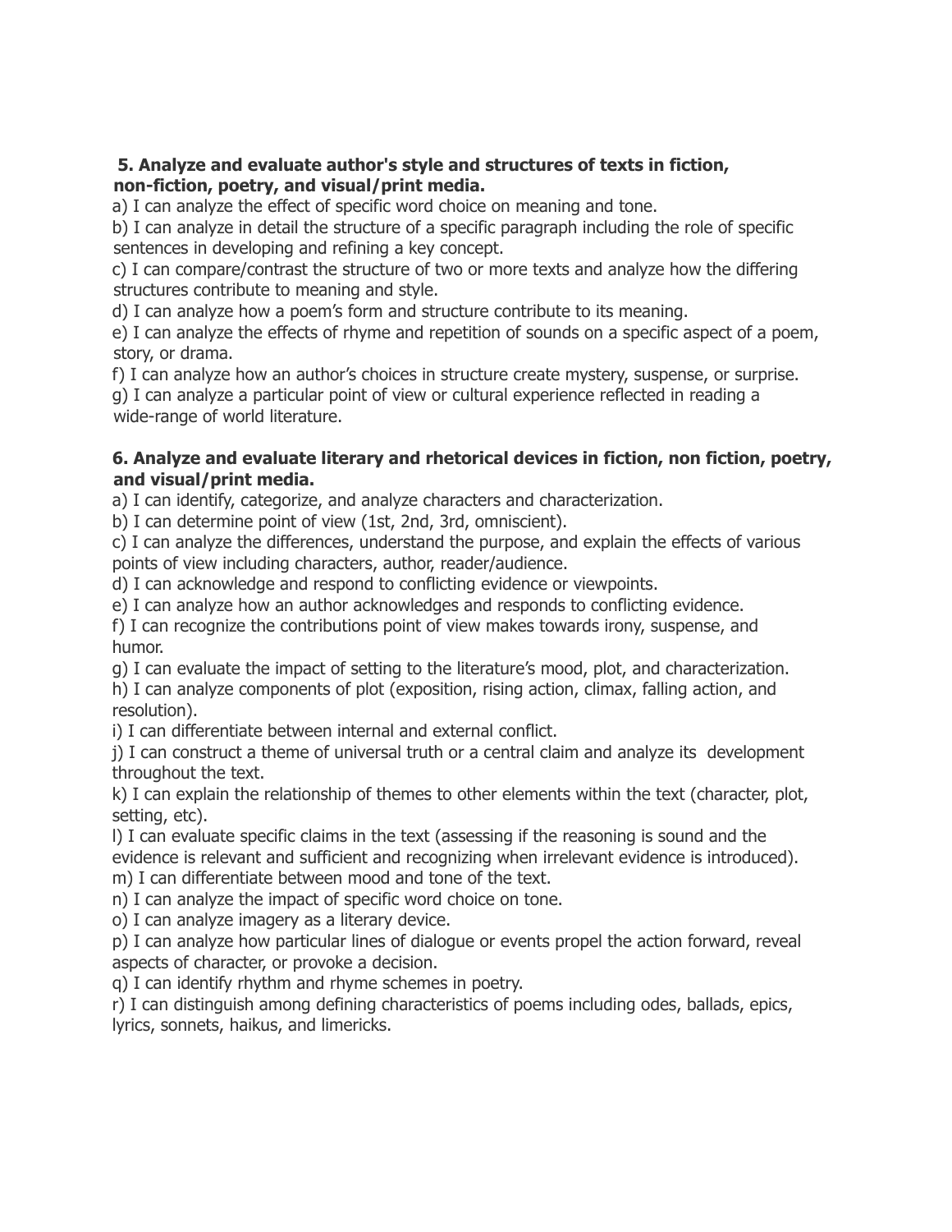**5. Analyze and evaluate author's style and structures of texts in fiction, non-fiction, poetry, and visual/print media.**

a) I can analyze the effect of specific word choice on meaning and tone.
b) I can analyze in detail the structure of a specific paragraph including the role of specific sentences in developing and refining a key concept.
c) I can compare/contrast the structure of two or more texts and analyze how the differing structures contribute to meaning and style.
d) I can analyze how a poem's form and structure contribute to its meaning.
e) I can analyze the effects of rhyme and repetition of sounds on a specific aspect of a poem, story, or drama.
f) I can analyze how an author's choices in structure create mystery, suspense, or surprise.
g) I can analyze a particular point of view or cultural experience reflected in reading a wide-range of world literature.

**6. Analyze and evaluate literary and rhetorical devices in fiction, non fiction, poetry, and visual/print media.**

a) I can identify, categorize, and analyze characters and characterization.
b) I can determine point of view (1st, 2nd, 3rd, omniscient).
c) I can analyze the differences, understand the purpose, and explain the effects of various points of view including characters, author, reader/audience.
d) I can acknowledge and respond to conflicting evidence or viewpoints.
e) I can analyze how an author acknowledges and responds to conflicting evidence.
f) I can recognize the contributions point of view makes towards irony, suspense, and humor.
g) I can evaluate the impact of setting to the literature's mood, plot, and characterization.
h) I can analyze components of plot (exposition, rising action, climax, falling action, and resolution).
i) I can differentiate between internal and external conflict.
j) I can construct a theme of universal truth or a central claim and analyze its development throughout the text.
k) I can explain the relationship of themes to other elements within the text (character, plot, setting, etc).
l) I can evaluate specific claims in the text (assessing if the reasoning is sound and the evidence is relevant and sufficient and recognizing when irrelevant evidence is introduced).
m) I can differentiate between mood and tone of the text.
n) I can analyze the impact of specific word choice on tone.
o) I can analyze imagery as a literary device.
p) I can analyze how particular lines of dialogue or events propel the action forward, reveal aspects of character, or provoke a decision.
q) I can identify rhythm and rhyme schemes in poetry.
r) I can distinguish among defining characteristics of poems including odes, ballads, epics, lyrics, sonnets, haikus, and limericks.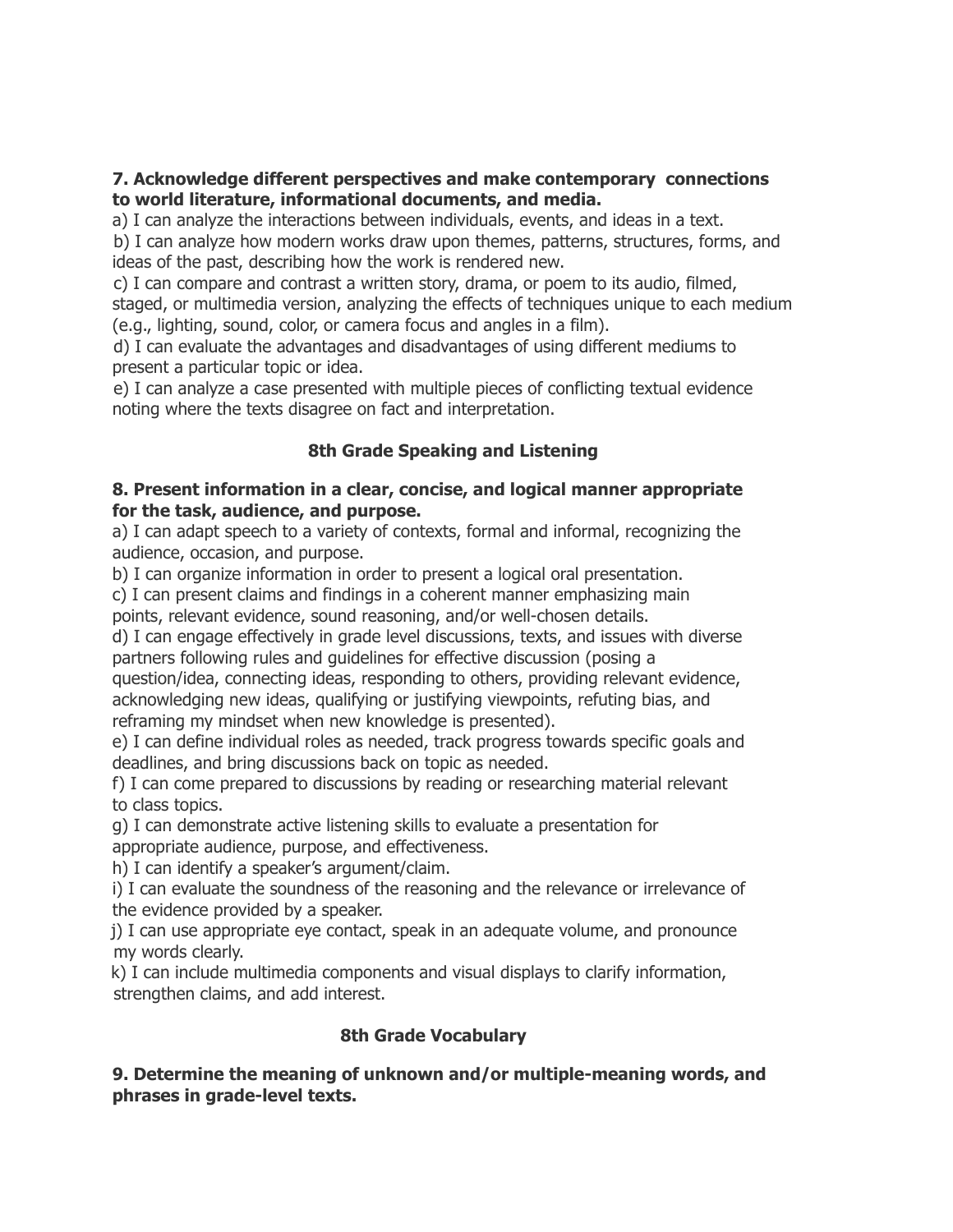**7. Acknowledge different perspectives and make contemporary connections to world literature, informational documents, and media.**

a) I can analyze the interactions between individuals, events, and ideas in a text.
b) I can analyze how modern works draw upon themes, patterns, structures, forms, and ideas of the past, describing how the work is rendered new.
c) I can compare and contrast a written story, drama, or poem to its audio, filmed, staged, or multimedia version, analyzing the effects of techniques unique to each medium (e.g., lighting, sound, color, or camera focus and angles in a film).
d) I can evaluate the advantages and disadvantages of using different mediums to present a particular topic or idea.
e) I can analyze a case presented with multiple pieces of conflicting textual evidence noting where the texts disagree on fact and interpretation.

## 8th Grade Speaking and Listening

**8. Present information in a clear, concise, and logical manner appropriate for the task, audience, and purpose.**

a) I can adapt speech to a variety of contexts, formal and informal, recognizing the audience, occasion, and purpose.
b) I can organize information in order to present a logical oral presentation.
c) I can present claims and findings in a coherent manner emphasizing main points, relevant evidence, sound reasoning, and/or well-chosen details.
d) I can engage effectively in grade level discussions, texts, and issues with diverse partners following rules and guidelines for effective discussion (posing a question/idea, connecting ideas, responding to others, providing relevant evidence, acknowledging new ideas, qualifying or justifying viewpoints, refuting bias, and reframing my mindset when new knowledge is presented).
e) I can define individual roles as needed, track progress towards specific goals and deadlines, and bring discussions back on topic as needed.
f) I can come prepared to discussions by reading or researching material relevant to class topics.
g) I can demonstrate active listening skills to evaluate a presentation for appropriate audience, purpose, and effectiveness.
h) I can identify a speaker's argument/claim.
i) I can evaluate the soundness of the reasoning and the relevance or irrelevance of the evidence provided by a speaker.
j) I can use appropriate eye contact, speak in an adequate volume, and pronounce my words clearly.
k) I can include multimedia components and visual displays to clarify information, strengthen claims, and add interest.

## 8th Grade Vocabulary

**9. Determine the meaning of unknown and/or multiple-meaning words, and phrases in grade-level texts.**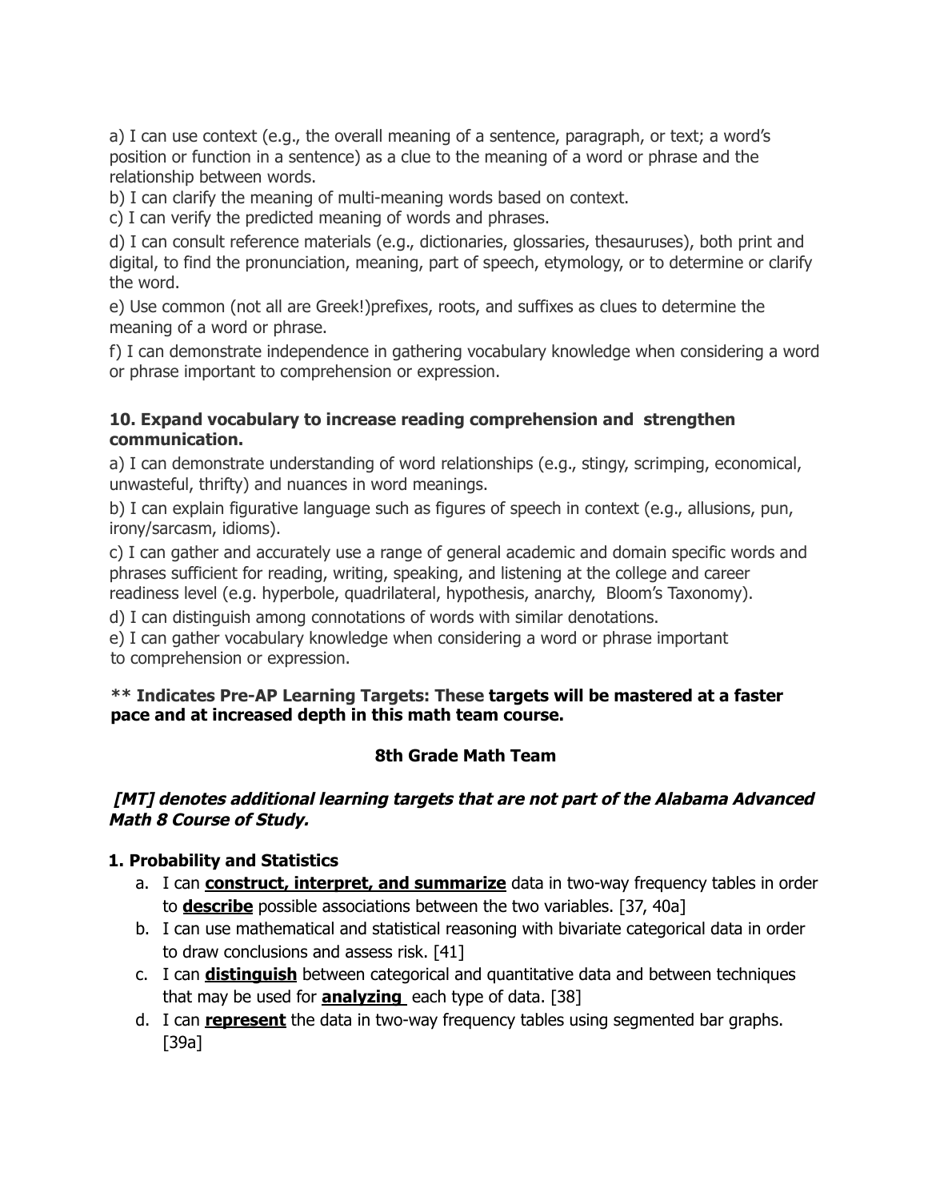a) I can use context (e.g., the overall meaning of a sentence, paragraph, or text; a word's position or function in a sentence) as a clue to the meaning of a word or phrase and the relationship between words.

b) I can clarify the meaning of multi-meaning words based on context.

c) I can verify the predicted meaning of words and phrases.

d) I can consult reference materials (e.g., dictionaries, glossaries, thesauruses), both print and digital, to find the pronunciation, meaning, part of speech, etymology, or to determine or clarify the word.

e) Use common (not all are Greek!)prefixes, roots, and suffixes as clues to determine the meaning of a word or phrase.

f) I can demonstrate independence in gathering vocabulary knowledge when considering a word or phrase important to comprehension or expression.

**10. Expand vocabulary to increase reading comprehension and strengthen communication.**

a) I can demonstrate understanding of word relationships (e.g., stingy, scrimping, economical, unwasteful, thrifty) and nuances in word meanings.

b) I can explain figurative language such as figures of speech in context (e.g., allusions, pun, irony/sarcasm, idioms).

c) I can gather and accurately use a range of general academic and domain specific words and phrases sufficient for reading, writing, speaking, and listening at the college and career readiness level (e.g. hyperbole, quadrilateral, hypothesis, anarchy, Bloom's Taxonomy).

d) I can distinguish among connotations of words with similar denotations.

e) I can gather vocabulary knowledge when considering a word or phrase important to comprehension or expression.

**** Indicates Pre-AP Learning Targets: These targets will be mastered at a faster pace and at increased depth in this math team course.**

## 8th Grade Math Team

***[MT] denotes additional learning targets that are not part of the Alabama Advanced Math 8 Course of Study.***

**1. Probability and Statistics**

a. I can **construct, interpret, and summarize** data in two-way frequency tables in order to **describe** possible associations between the two variables. [37, 40a]
b. I can use mathematical and statistical reasoning with bivariate categorical data in order to draw conclusions and assess risk. [41]
c. I can **distinguish** between categorical and quantitative data and between techniques that may be used for **analyzing** each type of data. [38]
d. I can **represent** the data in two-way frequency tables using segmented bar graphs. [39a]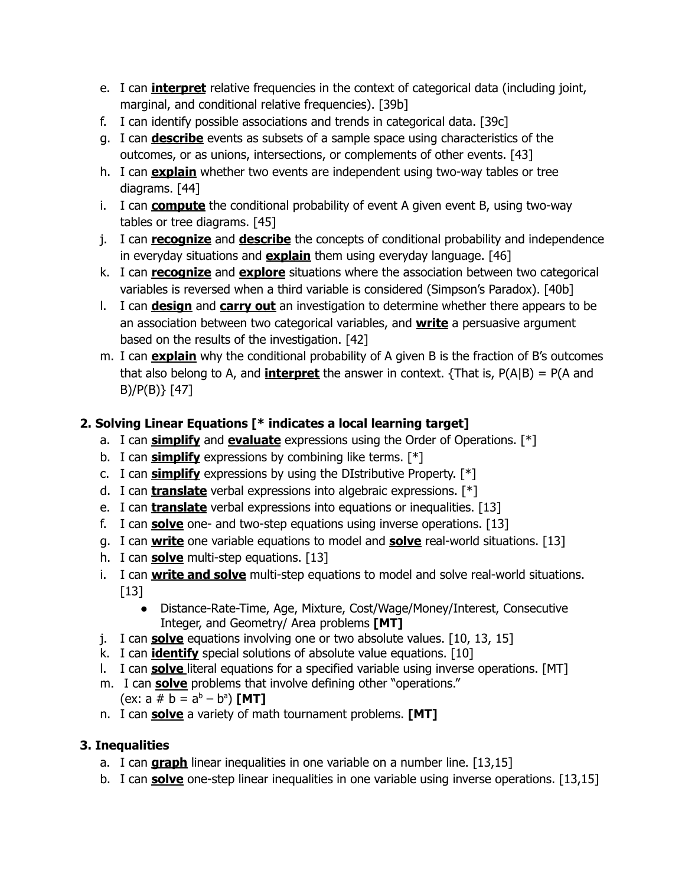e. I can **interpret** relative frequencies in the context of categorical data (including joint, marginal, and conditional relative frequencies). [39b]
f. I can identify possible associations and trends in categorical data. [39c]
g. I can **describe** events as subsets of a sample space using characteristics of the outcomes, or as unions, intersections, or complements of other events. [43]
h. I can **explain** whether two events are independent using two-way tables or tree diagrams. [44]
i. I can **compute** the conditional probability of event A given event B, using two-way tables or tree diagrams. [45]
j. I can **recognize** and **describe** the concepts of conditional probability and independence in everyday situations and **explain** them using everyday language. [46]
k. I can **recognize** and **explore** situations where the association between two categorical variables is reversed when a third variable is considered (Simpson's Paradox). [40b]
l. I can **design** and **carry out** an investigation to determine whether there appears to be an association between two categorical variables, and **write** a persuasive argument based on the results of the investigation. [42]
m. I can **explain** why the conditional probability of A given B is the fraction of B's outcomes that also belong to A, and **interpret** the answer in context. {That is, $P(A|B) = P(A \text{ and } B)/P(B)$} [47]

**2. Solving Linear Equations [* indicates a local learning target]**

a. I can **simplify** and **evaluate** expressions using the Order of Operations. [*]
b. I can **simplify** expressions by combining like terms. [*]
c. I can **simplify** expressions by using the DIstributive Property. [*]
d. I can **translate** verbal expressions into algebraic expressions. [*]
e. I can **translate** verbal expressions into equations or inequalities. [13]
f. I can **solve** one- and two-step equations using inverse operations. [13]
g. I can **write** one variable equations to model and **solve** real-world situations. [13]
h. I can **solve** multi-step equations. [13]
i. I can **write and solve** multi-step equations to model and solve real-world situations. [13]
   - Distance-Rate-Time, Age, Mixture, Cost/Wage/Money/Interest, Consecutive Integer, and Geometry/ Area problems **[MT]**

j. I can **solve** equations involving one or two absolute values. [10, 13, 15]
k. I can **identify** special solutions of absolute value equations. [10]
l. I can **solve** literal equations for a specified variable using inverse operations. [MT]
m. I can **solve** problems that involve defining other "operations." (ex: $a \# b = a^b - b^a$) **[MT]**
n. I can **solve** a variety of math tournament problems. **[MT]**

**3. Inequalities**

a. I can **graph** linear inequalities in one variable on a number line. [13,15]
b. I can **solve** one-step linear inequalities in one variable using inverse operations. [13,15]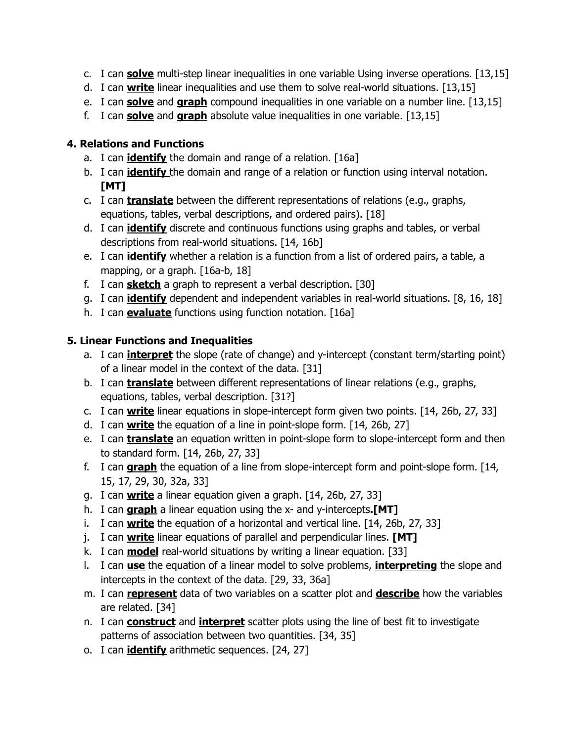c. I can **solve** multi-step linear inequalities in one variable Using inverse operations. [13,15]
d. I can **write** linear inequalities and use them to solve real-world situations. [13,15]
e. I can **solve** and **graph** compound inequalities in one variable on a number line. [13,15]
f. I can **solve** and **graph** absolute value inequalities in one variable. [13,15]

### 4. Relations and Functions

a. I can **identify** the domain and range of a relation. [16a]
b. I can **identify** the domain and range of a relation or function using interval notation. **[MT]**
c. I can **translate** between the different representations of relations (e.g., graphs, equations, tables, verbal descriptions, and ordered pairs). [18]
d. I can **identify** discrete and continuous functions using graphs and tables, or verbal descriptions from real-world situations. [14, 16b]
e. I can **identify** whether a relation is a function from a list of ordered pairs, a table, a mapping, or a graph. [16a-b, 18]
f. I can **sketch** a graph to represent a verbal description. [30]
g. I can **identify** dependent and independent variables in real-world situations. [8, 16, 18]
h. I can **evaluate** functions using function notation. [16a]

### 5. Linear Functions and Inequalities

a. I can **interpret** the slope (rate of change) and y-intercept (constant term/starting point) of a linear model in the context of the data. [31]
b. I can **translate** between different representations of linear relations (e.g., graphs, equations, tables, verbal description. [31?]
c. I can **write** linear equations in slope-intercept form given two points. [14, 26b, 27, 33]
d. I can **write** the equation of a line in point-slope form. [14, 26b, 27]
e. I can **translate** an equation written in point-slope form to slope-intercept form and then to standard form. [14, 26b, 27, 33]
f. I can **graph** the equation of a line from slope-intercept form and point-slope form. [14, 15, 17, 29, 30, 32a, 33]
g. I can **write** a linear equation given a graph. [14, 26b, 27, 33]
h. I can **graph** a linear equation using the x- and y-intercepts**.[MT]**
i. I can **write** the equation of a horizontal and vertical line. [14, 26b, 27, 33]
j. I can **write** linear equations of parallel and perpendicular lines. **[MT]**
k. I can **model** real-world situations by writing a linear equation. [33]
l. I can **use** the equation of a linear model to solve problems, **interpreting** the slope and intercepts in the context of the data. [29, 33, 36a]
m. I can **represent** data of two variables on a scatter plot and **describe** how the variables are related. [34]
n. I can **construct** and **interpret** scatter plots using the line of best fit to investigate patterns of association between two quantities. [34, 35]
o. I can **identify** arithmetic sequences. [24, 27]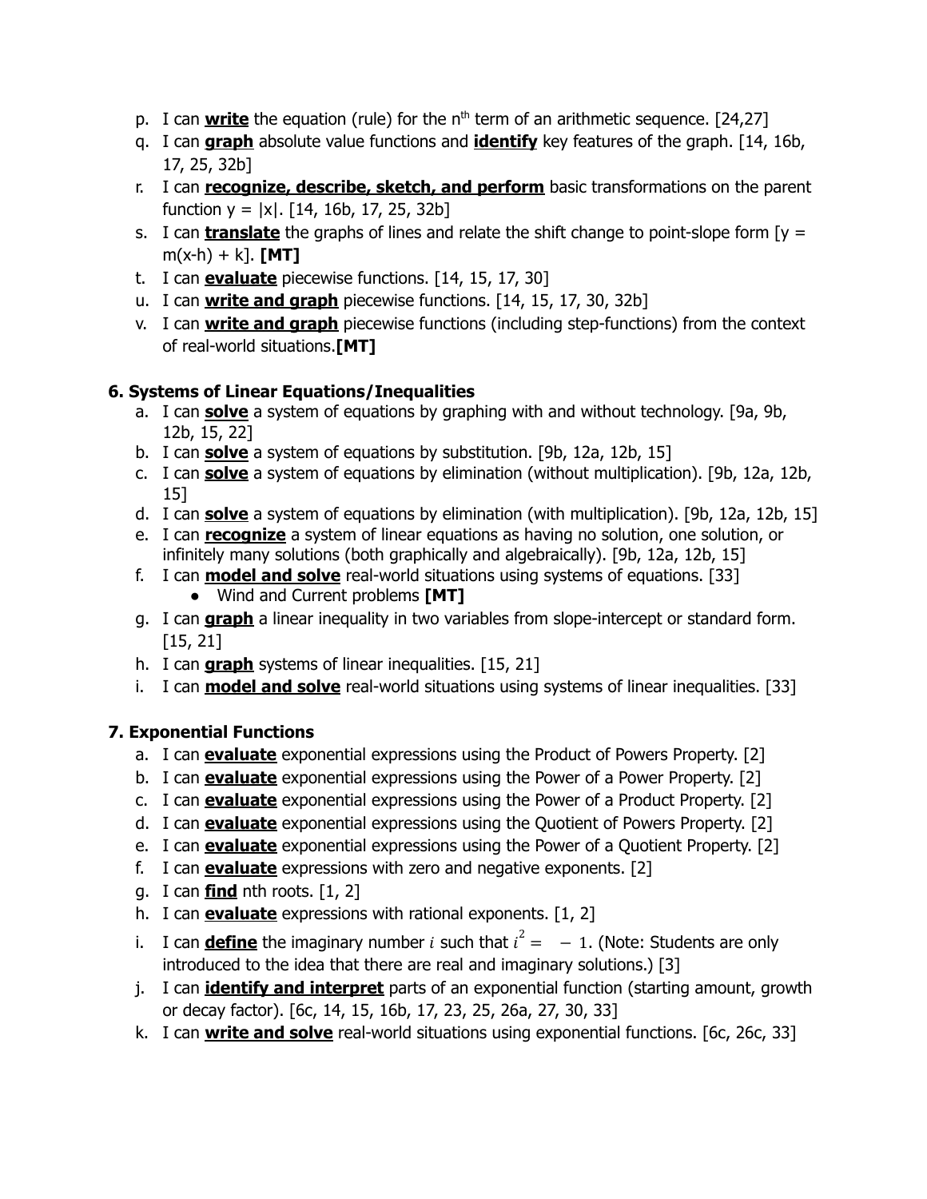p. I can **write** the equation (rule) for the $n^{th}$ term of an arithmetic sequence. [24,27]
q. I can **graph** absolute value functions and **identify** key features of the graph. [14, 16b, 17, 25, 32b]
r. I can **recognize, describe, sketch, and perform** basic transformations on the parent function y = |x|. [14, 16b, 17, 25, 32b]
s. I can **translate** the graphs of lines and relate the shift change to point-slope form [y = m(x-h) + k]. **[MT]**
t. I can **evaluate** piecewise functions. [14, 15, 17, 30]
u. I can **write and graph** piecewise functions. [14, 15, 17, 30, 32b]
v. I can **write and graph** piecewise functions (including step-functions) from the context of real-world situations.**[MT]**

**6. Systems of Linear Equations/Inequalities**

a. I can **solve** a system of equations by graphing with and without technology. [9a, 9b, 12b, 15, 22]
b. I can **solve** a system of equations by substitution. [9b, 12a, 12b, 15]
c. I can **solve** a system of equations by elimination (without multiplication). [9b, 12a, 12b, 15]
d. I can **solve** a system of equations by elimination (with multiplication). [9b, 12a, 12b, 15]
e. I can **recognize** a system of linear equations as having no solution, one solution, or infinitely many solutions (both graphically and algebraically). [9b, 12a, 12b, 15]
f. I can **model and solve** real-world situations using systems of equations. [33]
    - Wind and Current problems **[MT]**
g. I can **graph** a linear inequality in two variables from slope-intercept or standard form. [15, 21]
h. I can **graph** systems of linear inequalities. [15, 21]
i. I can **model and solve** real-world situations using systems of linear inequalities. [33]

**7. Exponential Functions**

a. I can **evaluate** exponential expressions using the Product of Powers Property. [2]
b. I can **evaluate** exponential expressions using the Power of a Power Property. [2]
c. I can **evaluate** exponential expressions using the Power of a Product Property. [2]
d. I can **evaluate** exponential expressions using the Quotient of Powers Property. [2]
e. I can **evaluate** exponential expressions using the Power of a Quotient Property. [2]
f. I can **evaluate** expressions with zero and negative exponents. [2]
g. I can **find** nth roots. [1, 2]
h. I can **evaluate** expressions with rational exponents. [1, 2]
i. I can **define** the imaginary number $i$ such that $i^2 = -1$. (Note: Students are only introduced to the idea that there are real and imaginary solutions.) [3]
j. I can **identify and interpret** parts of an exponential function (starting amount, growth or decay factor). [6c, 14, 15, 16b, 17, 23, 25, 26a, 27, 30, 33]
k. I can **write and solve** real-world situations using exponential functions. [6c, 26c, 33]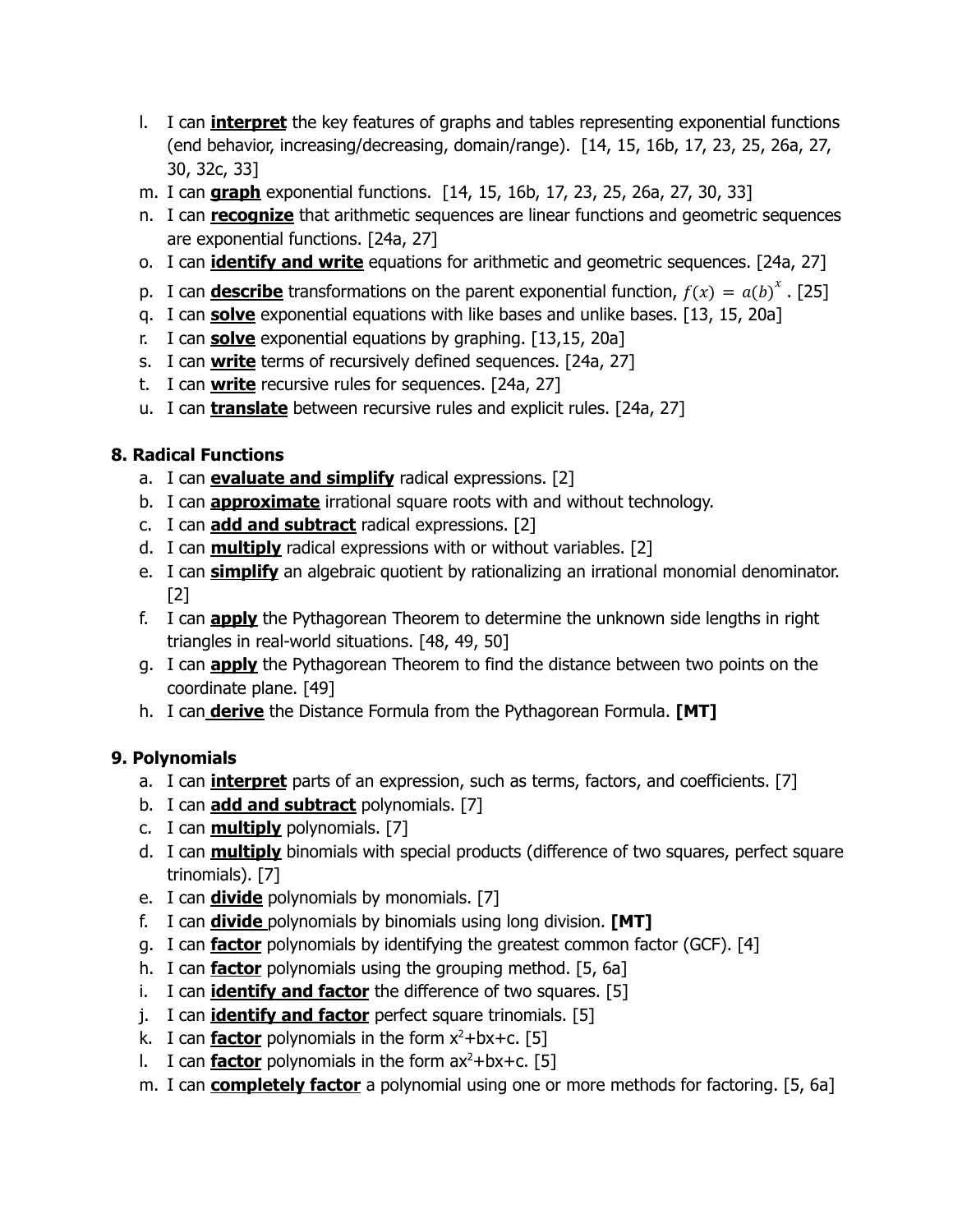l. I can **interpret** the key features of graphs and tables representing exponential functions (end behavior, increasing/decreasing, domain/range). [14, 15, 16b, 17, 23, 25, 26a, 27, 30, 32c, 33]
m. I can **graph** exponential functions. [14, 15, 16b, 17, 23, 25, 26a, 27, 30, 33]
n. I can **recognize** that arithmetic sequences are linear functions and geometric sequences are exponential functions. [24a, 27]
o. I can **identify and write** equations for arithmetic and geometric sequences. [24a, 27]
p. I can **describe** transformations on the parent exponential function, $f(x) = a(b)^x$. [25]
q. I can **solve** exponential equations with like bases and unlike bases. [13, 15, 20a]
r. I can **solve** exponential equations by graphing. [13,15, 20a]
s. I can **write** terms of recursively defined sequences. [24a, 27]
t. I can **write** recursive rules for sequences. [24a, 27]
u. I can **translate** between recursive rules and explicit rules. [24a, 27]

**8. Radical Functions**

a. I can **evaluate and simplify** radical expressions. [2]
b. I can **approximate** irrational square roots with and without technology.
c. I can **add and subtract** radical expressions. [2]
d. I can **multiply** radical expressions with or without variables. [2]
e. I can **simplify** an algebraic quotient by rationalizing an irrational monomial denominator. [2]
f. I can **apply** the Pythagorean Theorem to determine the unknown side lengths in right triangles in real-world situations. [48, 49, 50]
g. I can **apply** the Pythagorean Theorem to find the distance between two points on the coordinate plane. [49]
h. I can **derive** the Distance Formula from the Pythagorean Formula. **[MT]**

**9. Polynomials**

a. I can **interpret** parts of an expression, such as terms, factors, and coefficients. [7]
b. I can **add and subtract** polynomials. [7]
c. I can **multiply** polynomials. [7]
d. I can **multiply** binomials with special products (difference of two squares, perfect square trinomials). [7]
e. I can **divide** polynomials by monomials. [7]
f. I can **divide** polynomials by binomials using long division. **[MT]**
g. I can **factor** polynomials by identifying the greatest common factor (GCF). [4]
h. I can **factor** polynomials using the grouping method. [5, 6a]
i. I can **identify and factor** the difference of two squares. [5]
j. I can **identify and factor** perfect square trinomials. [5]
k. I can **factor** polynomials in the form $x^2+bx+c$. [5]
l. I can **factor** polynomials in the form $ax^2+bx+c$. [5]
m. I can **completely factor** a polynomial using one or more methods for factoring. [5, 6a]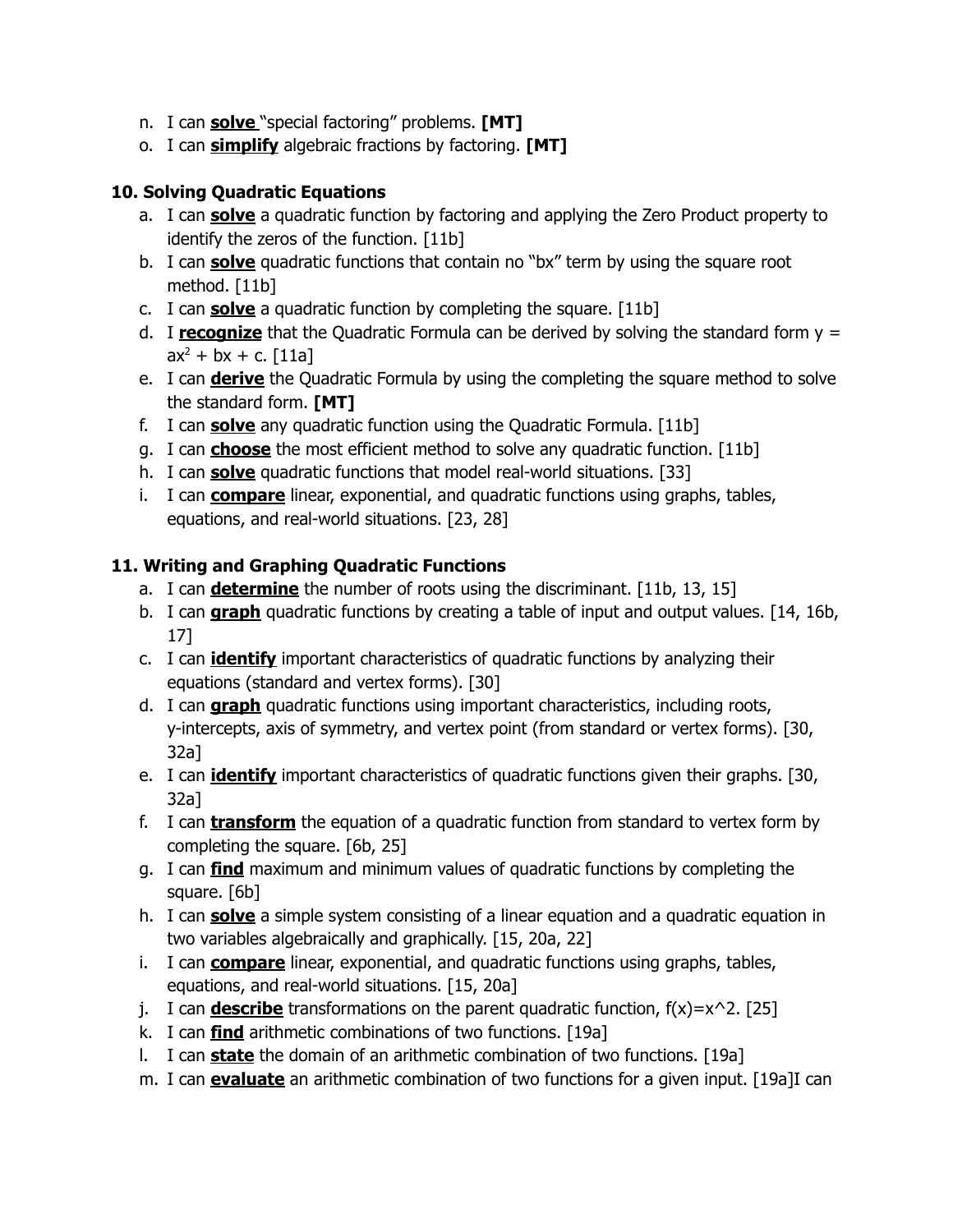n. I can **solve** "special factoring" problems. **[MT]**
o. I can **simplify** algebraic fractions by factoring. **[MT]**

### 10. Solving Quadratic Equations

a. I can **solve** a quadratic function by factoring and applying the Zero Product property to identify the zeros of the function. [11b]
b. I can **solve** quadratic functions that contain no "bx" term by using the square root method. [11b]
c. I can **solve** a quadratic function by completing the square. [11b]
d. I **recognize** that the Quadratic Formula can be derived by solving the standard form $y = ax^2 + bx + c$. [11a]
e. I can **derive** the Quadratic Formula by using the completing the square method to solve the standard form. **[MT]**
f. I can **solve** any quadratic function using the Quadratic Formula. [11b]
g. I can **choose** the most efficient method to solve any quadratic function. [11b]
h. I can **solve** quadratic functions that model real-world situations. [33]
i. I can **compare** linear, exponential, and quadratic functions using graphs, tables, equations, and real-world situations. [23, 28]

### 11. Writing and Graphing Quadratic Functions

a. I can **determine** the number of roots using the discriminant. [11b, 13, 15]
b. I can **graph** quadratic functions by creating a table of input and output values. [14, 16b, 17]
c. I can **identify** important characteristics of quadratic functions by analyzing their equations (standard and vertex forms). [30]
d. I can **graph** quadratic functions using important characteristics, including roots, y-intercepts, axis of symmetry, and vertex point (from standard or vertex forms). [30, 32a]
e. I can **identify** important characteristics of quadratic functions given their graphs. [30, 32a]
f. I can **transform** the equation of a quadratic function from standard to vertex form by completing the square. [6b, 25]
g. I can **find** maximum and minimum values of quadratic functions by completing the square. [6b]
h. I can **solve** a simple system consisting of a linear equation and a quadratic equation in two variables algebraically and graphically. [15, 20a, 22]
i. I can **compare** linear, exponential, and quadratic functions using graphs, tables, equations, and real-world situations. [15, 20a]
j. I can **describe** transformations on the parent quadratic function, f(x)=x^2. [25]
k. I can **find** arithmetic combinations of two functions. [19a]
l. I can **state** the domain of an arithmetic combination of two functions. [19a]
m. I can **evaluate** an arithmetic combination of two functions for a given input. [19a]I can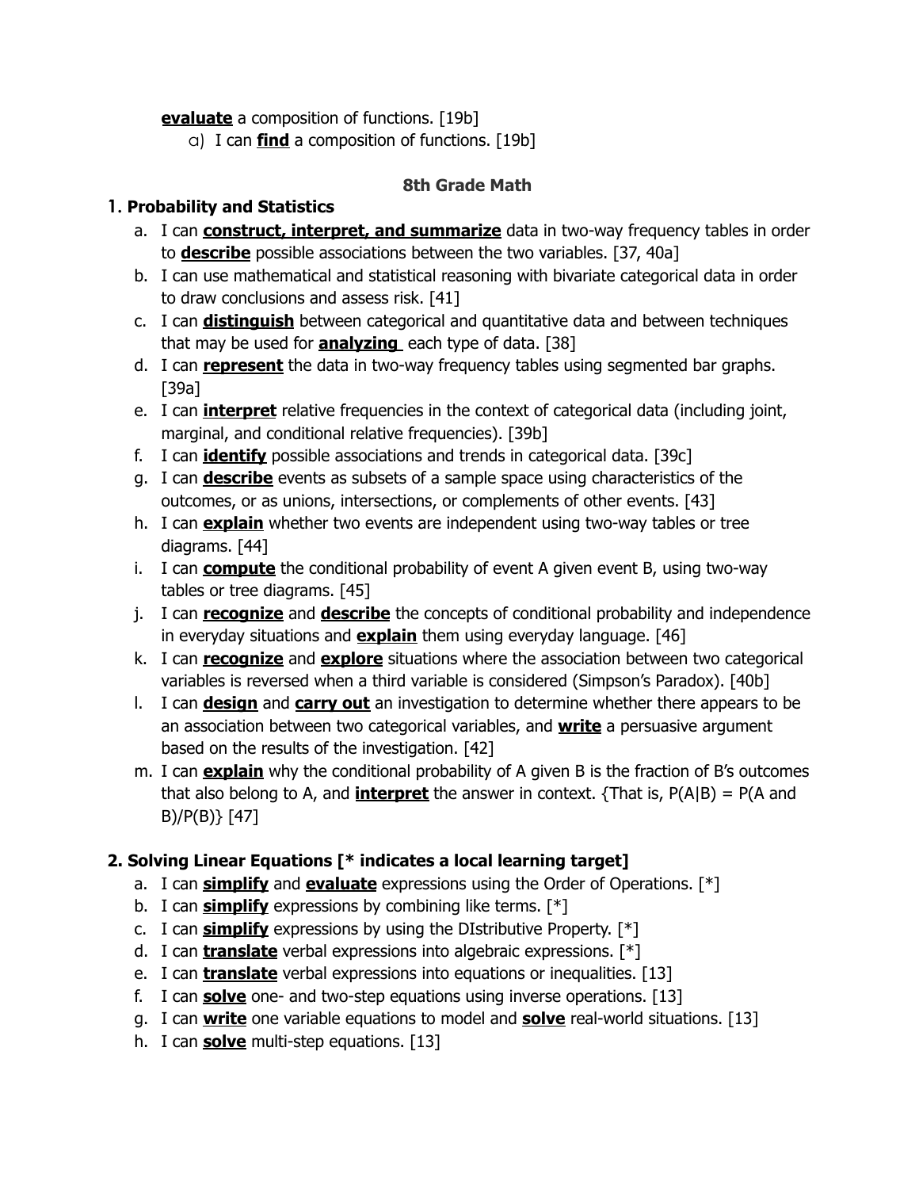**evaluate** a composition of functions. [19b]

a) I can **find** a composition of functions. [19b]

## 8th Grade Math

### 1. Probability and Statistics

a. I can **construct, interpret, and summarize** data in two-way frequency tables in order to **describe** possible associations between the two variables. [37, 40a]
b. I can use mathematical and statistical reasoning with bivariate categorical data in order to draw conclusions and assess risk. [41]
c. I can **distinguish** between categorical and quantitative data and between techniques that may be used for **analyzing** each type of data. [38]
d. I can **represent** the data in two-way frequency tables using segmented bar graphs. [39a]
e. I can **interpret** relative frequencies in the context of categorical data (including joint, marginal, and conditional relative frequencies). [39b]
f. I can **identify** possible associations and trends in categorical data. [39c]
g. I can **describe** events as subsets of a sample space using characteristics of the outcomes, or as unions, intersections, or complements of other events. [43]
h. I can **explain** whether two events are independent using two-way tables or tree diagrams. [44]
i. I can **compute** the conditional probability of event A given event B, using two-way tables or tree diagrams. [45]
j. I can **recognize** and **describe** the concepts of conditional probability and independence in everyday situations and **explain** them using everyday language. [46]
k. I can **recognize** and **explore** situations where the association between two categorical variables is reversed when a third variable is considered (Simpson's Paradox). [40b]
l. I can **design** and **carry out** an investigation to determine whether there appears to be an association between two categorical variables, and **write** a persuasive argument based on the results of the investigation. [42]
m. I can **explain** why the conditional probability of A given B is the fraction of B's outcomes that also belong to A, and **interpret** the answer in context. {That is, $P(A|B) = P(A \text{ and } B)/P(B)$} [47]

### 2. Solving Linear Equations [* indicates a local learning target]

a. I can **simplify** and **evaluate** expressions using the Order of Operations. [*]
b. I can **simplify** expressions by combining like terms. [*]
c. I can **simplify** expressions by using the DIstributive Property. [*]
d. I can **translate** verbal expressions into algebraic expressions. [*]
e. I can **translate** verbal expressions into equations or inequalities. [13]
f. I can **solve** one- and two-step equations using inverse operations. [13]
g. I can **write** one variable equations to model and **solve** real-world situations. [13]
h. I can **solve** multi-step equations. [13]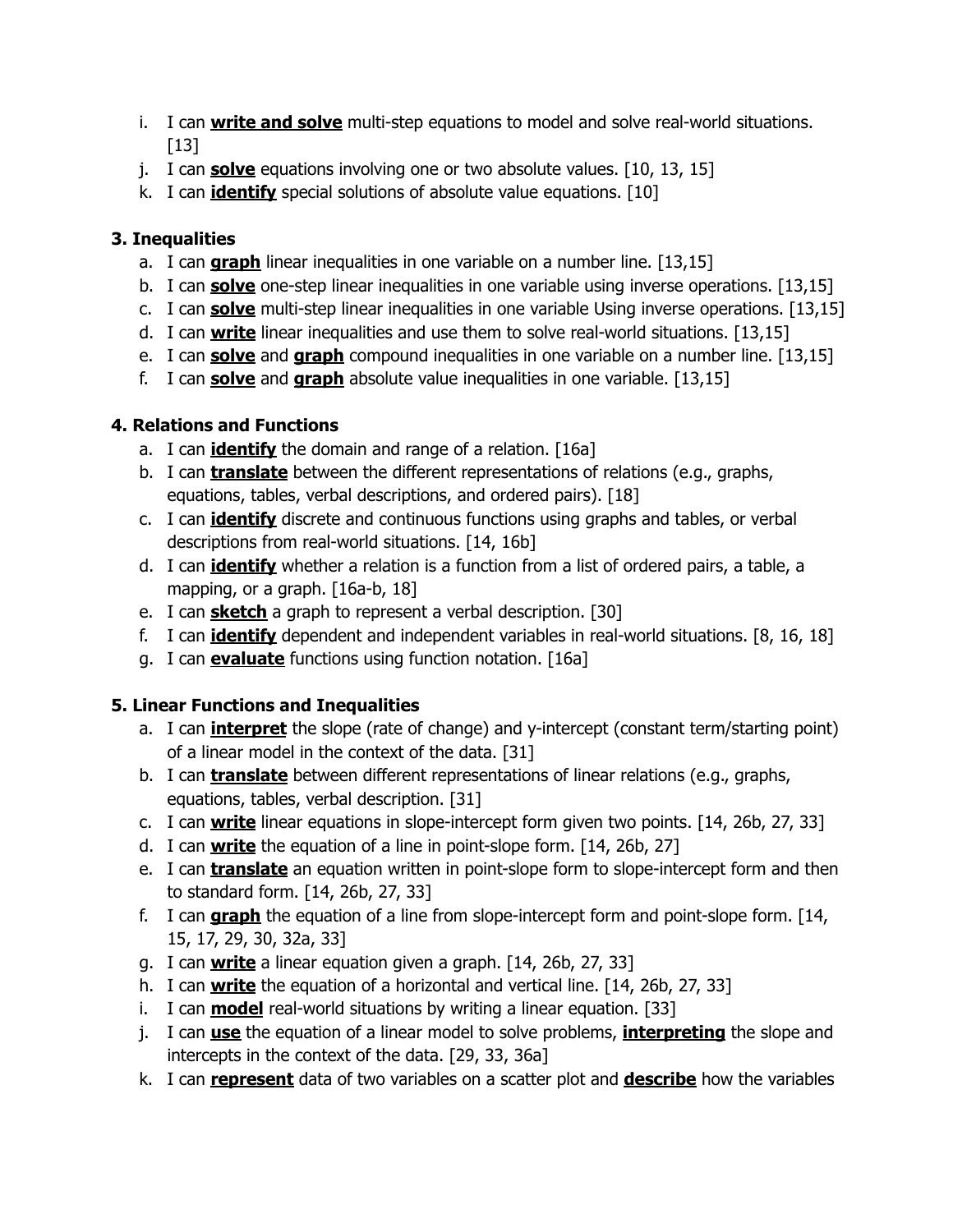i. I can **write and solve** multi-step equations to model and solve real-world situations. [13]
j. I can **solve** equations involving one or two absolute values. [10, 13, 15]
k. I can **identify** special solutions of absolute value equations. [10]

### 3. Inequalities

a. I can **graph** linear inequalities in one variable on a number line. [13,15]
b. I can **solve** one-step linear inequalities in one variable using inverse operations. [13,15]
c. I can **solve** multi-step linear inequalities in one variable Using inverse operations. [13,15]
d. I can **write** linear inequalities and use them to solve real-world situations. [13,15]
e. I can **solve** and **graph** compound inequalities in one variable on a number line. [13,15]
f. I can **solve** and **graph** absolute value inequalities in one variable. [13,15]

### 4. Relations and Functions

a. I can **identify** the domain and range of a relation. [16a]
b. I can **translate** between the different representations of relations (e.g., graphs, equations, tables, verbal descriptions, and ordered pairs). [18]
c. I can **identify** discrete and continuous functions using graphs and tables, or verbal descriptions from real-world situations. [14, 16b]
d. I can **identify** whether a relation is a function from a list of ordered pairs, a table, a mapping, or a graph. [16a-b, 18]
e. I can **sketch** a graph to represent a verbal description. [30]
f. I can **identify** dependent and independent variables in real-world situations. [8, 16, 18]
g. I can **evaluate** functions using function notation. [16a]

### 5. Linear Functions and Inequalities

a. I can **interpret** the slope (rate of change) and y-intercept (constant term/starting point) of a linear model in the context of the data. [31]
b. I can **translate** between different representations of linear relations (e.g., graphs, equations, tables, verbal description. [31]
c. I can **write** linear equations in slope-intercept form given two points. [14, 26b, 27, 33]
d. I can **write** the equation of a line in point-slope form. [14, 26b, 27]
e. I can **translate** an equation written in point-slope form to slope-intercept form and then to standard form. [14, 26b, 27, 33]
f. I can **graph** the equation of a line from slope-intercept form and point-slope form. [14, 15, 17, 29, 30, 32a, 33]
g. I can **write** a linear equation given a graph. [14, 26b, 27, 33]
h. I can **write** the equation of a horizontal and vertical line. [14, 26b, 27, 33]
i. I can **model** real-world situations by writing a linear equation. [33]
j. I can **use** the equation of a linear model to solve problems, **interpreting** the slope and intercepts in the context of the data. [29, 33, 36a]
k. I can **represent** data of two variables on a scatter plot and **describe** how the variables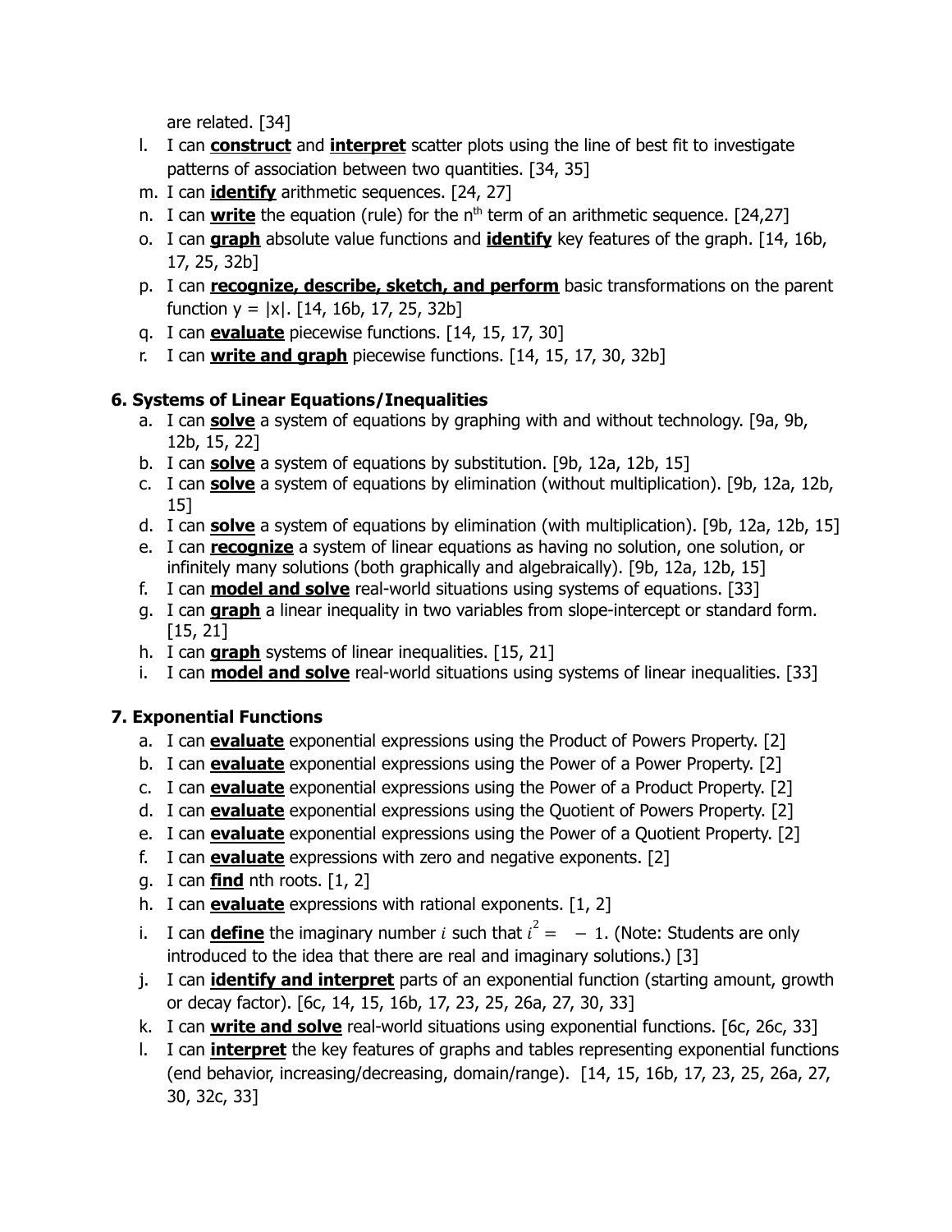are related. [34]

l. I can **construct** and **interpret** scatter plots using the line of best fit to investigate patterns of association between two quantities. [34, 35]
m. I can **identify** arithmetic sequences. [24, 27]
n. I can **write** the equation (rule) for the $n^{th}$ term of an arithmetic sequence. [24,27]
o. I can **graph** absolute value functions and **identify** key features of the graph. [14, 16b, 17, 25, 32b]
p. I can **recognize, describe, sketch, and perform** basic transformations on the parent function y = |x|. [14, 16b, 17, 25, 32b]
q. I can **evaluate** piecewise functions. [14, 15, 17, 30]
r. I can **write and graph** piecewise functions. [14, 15, 17, 30, 32b]

**6. Systems of Linear Equations/Inequalities**

a. I can **solve** a system of equations by graphing with and without technology. [9a, 9b, 12b, 15, 22]
b. I can **solve** a system of equations by substitution. [9b, 12a, 12b, 15]
c. I can **solve** a system of equations by elimination (without multiplication). [9b, 12a, 12b, 15]
d. I can **solve** a system of equations by elimination (with multiplication). [9b, 12a, 12b, 15]
e. I can **recognize** a system of linear equations as having no solution, one solution, or infinitely many solutions (both graphically and algebraically). [9b, 12a, 12b, 15]
f. I can **model and solve** real-world situations using systems of equations. [33]
g. I can **graph** a linear inequality in two variables from slope-intercept or standard form. [15, 21]
h. I can **graph** systems of linear inequalities. [15, 21]
i. I can **model and solve** real-world situations using systems of linear inequalities. [33]

**7. Exponential Functions**

a. I can **evaluate** exponential expressions using the Product of Powers Property. [2]
b. I can **evaluate** exponential expressions using the Power of a Power Property. [2]
c. I can **evaluate** exponential expressions using the Power of a Product Property. [2]
d. I can **evaluate** exponential expressions using the Quotient of Powers Property. [2]
e. I can **evaluate** exponential expressions using the Power of a Quotient Property. [2]
f. I can **evaluate** expressions with zero and negative exponents. [2]
g. I can **find** nth roots. [1, 2]
h. I can **evaluate** expressions with rational exponents. [1, 2]
i. I can **define** the imaginary number $i$ such that $i^2 = -1$. (Note: Students are only introduced to the idea that there are real and imaginary solutions.) [3]
j. I can **identify and interpret** parts of an exponential function (starting amount, growth or decay factor). [6c, 14, 15, 16b, 17, 23, 25, 26a, 27, 30, 33]
k. I can **write and solve** real-world situations using exponential functions. [6c, 26c, 33]
l. I can **interpret** the key features of graphs and tables representing exponential functions (end behavior, increasing/decreasing, domain/range). [14, 15, 16b, 17, 23, 25, 26a, 27, 30, 32c, 33]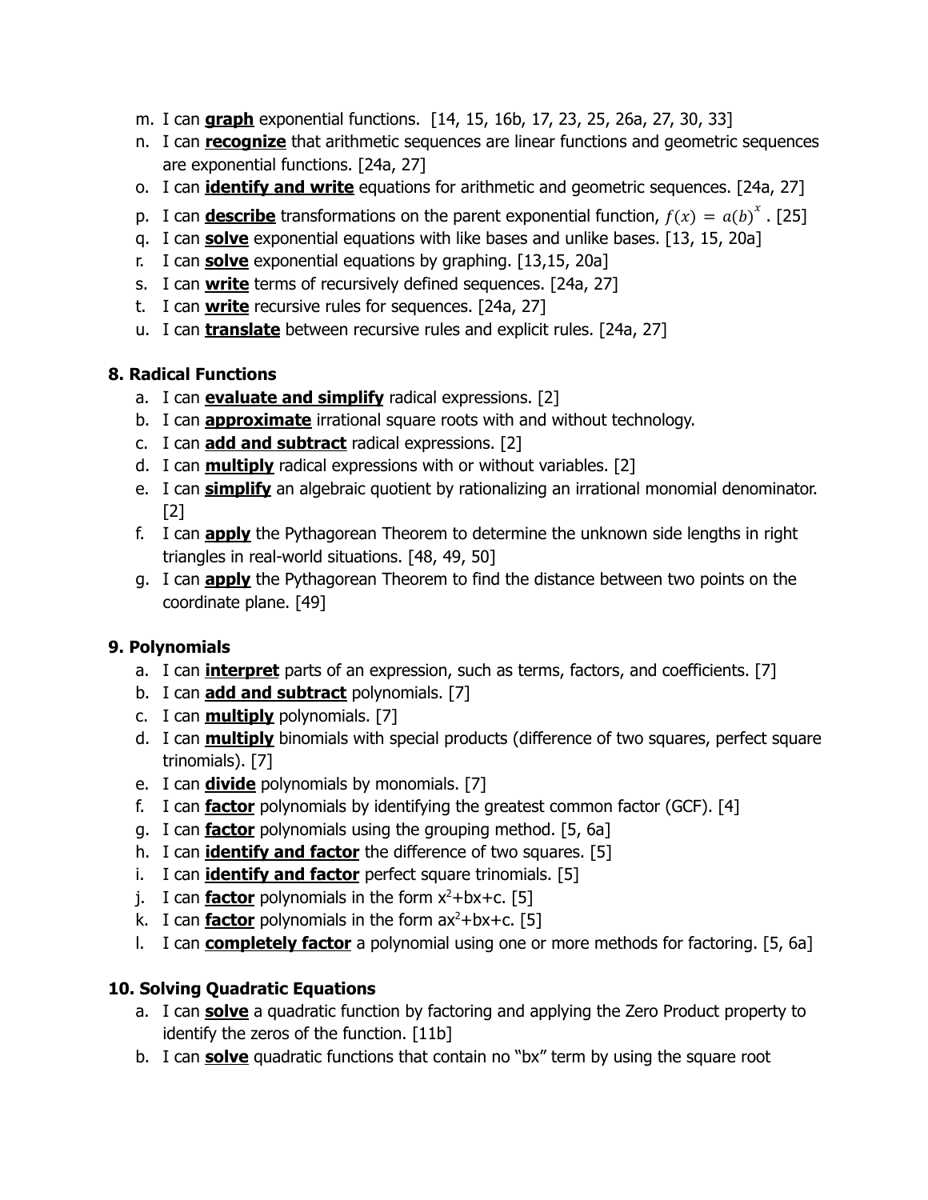m. I can **graph** exponential functions. [14, 15, 16b, 17, 23, 25, 26a, 27, 30, 33]
n. I can **recognize** that arithmetic sequences are linear functions and geometric sequences are exponential functions. [24a, 27]
o. I can **identify and write** equations for arithmetic and geometric sequences. [24a, 27]
p. I can **describe** transformations on the parent exponential function, $f(x) = a(b)^x$ . [25]
q. I can **solve** exponential equations with like bases and unlike bases. [13, 15, 20a]
r. I can **solve** exponential equations by graphing. [13,15, 20a]
s. I can **write** terms of recursively defined sequences. [24a, 27]
t. I can **write** recursive rules for sequences. [24a, 27]
u. I can **translate** between recursive rules and explicit rules. [24a, 27]

### 8. Radical Functions

a. I can **evaluate and simplify** radical expressions. [2]
b. I can **approximate** irrational square roots with and without technology.
c. I can **add and subtract** radical expressions. [2]
d. I can **multiply** radical expressions with or without variables. [2]
e. I can **simplify** an algebraic quotient by rationalizing an irrational monomial denominator. [2]
f. I can **apply** the Pythagorean Theorem to determine the unknown side lengths in right triangles in real-world situations. [48, 49, 50]
g. I can **apply** the Pythagorean Theorem to find the distance between two points on the coordinate plane. [49]

### 9. Polynomials

a. I can **interpret** parts of an expression, such as terms, factors, and coefficients. [7]
b. I can **add and subtract** polynomials. [7]
c. I can **multiply** polynomials. [7]
d. I can **multiply** binomials with special products (difference of two squares, perfect square trinomials). [7]
e. I can **divide** polynomials by monomials. [7]
f. I can **factor** polynomials by identifying the greatest common factor (GCF). [4]
g. I can **factor** polynomials using the grouping method. [5, 6a]
h. I can **identify and factor** the difference of two squares. [5]
i. I can **identify and factor** perfect square trinomials. [5]
j. I can **factor** polynomials in the form $x^2+bx+c$. [5]
k. I can **factor** polynomials in the form $ax^2+bx+c$. [5]
l. I can **completely factor** a polynomial using one or more methods for factoring. [5, 6a]

### 10. Solving Quadratic Equations

a. I can **solve** a quadratic function by factoring and applying the Zero Product property to identify the zeros of the function. [11b]
b. I can **solve** quadratic functions that contain no "bx" term by using the square root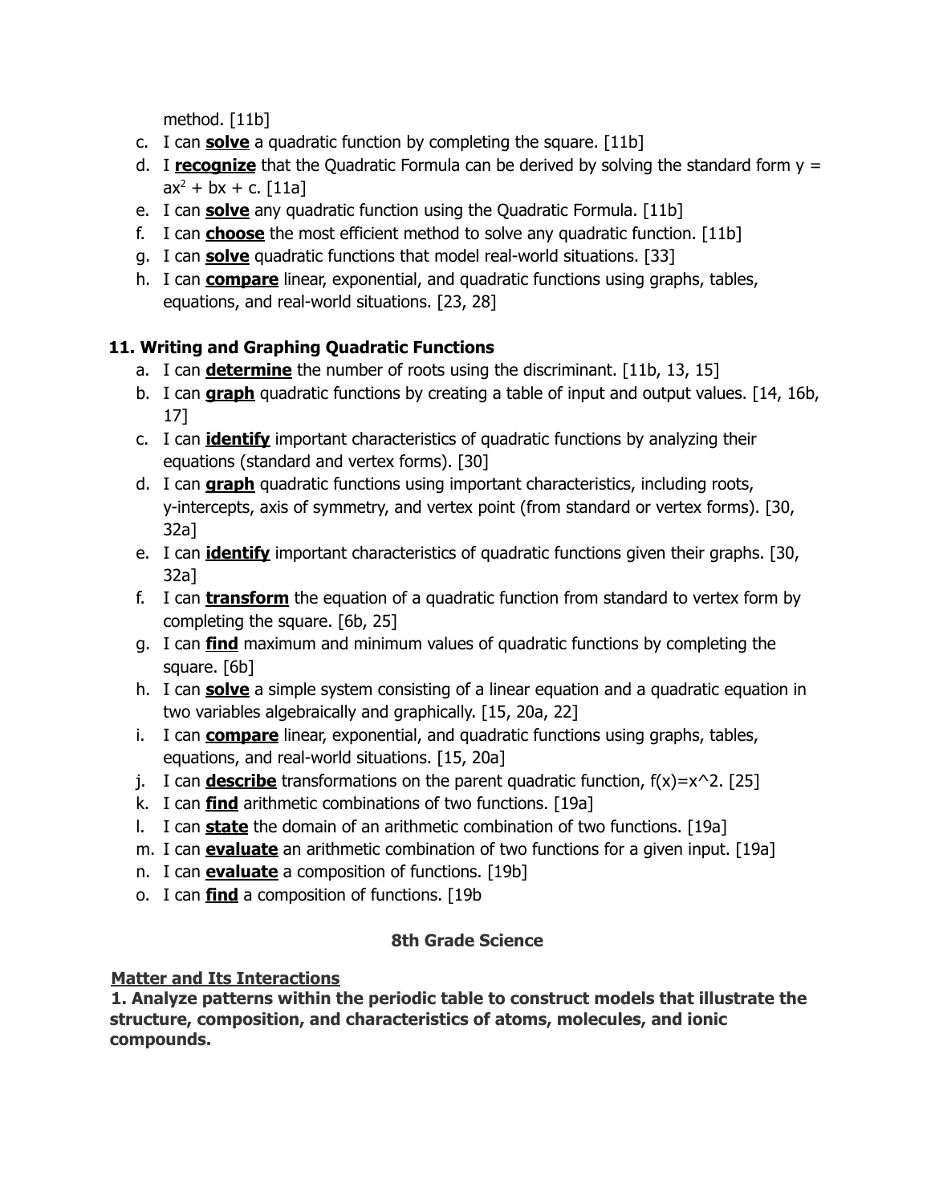method. [11b]

c. I can **solve** a quadratic function by completing the square. [11b]
d. I **recognize** that the Quadratic Formula can be derived by solving the standard form $y = ax^2 + bx + c$. [11a]
e. I can **solve** any quadratic function using the Quadratic Formula. [11b]
f. I can **choose** the most efficient method to solve any quadratic function. [11b]
g. I can **solve** quadratic functions that model real-world situations. [33]
h. I can **compare** linear, exponential, and quadratic functions using graphs, tables, equations, and real-world situations. [23, 28]

**11. Writing and Graphing Quadratic Functions**

a. I can **determine** the number of roots using the discriminant. [11b, 13, 15]
b. I can **graph** quadratic functions by creating a table of input and output values. [14, 16b, 17]
c. I can **identify** important characteristics of quadratic functions by analyzing their equations (standard and vertex forms). [30]
d. I can **graph** quadratic functions using important characteristics, including roots, y-intercepts, axis of symmetry, and vertex point (from standard or vertex forms). [30, 32a]
e. I can **identify** important characteristics of quadratic functions given their graphs. [30, 32a]
f. I can **transform** the equation of a quadratic function from standard to vertex form by completing the square. [6b, 25]
g. I can **find** maximum and minimum values of quadratic functions by completing the square. [6b]
h. I can **solve** a simple system consisting of a linear equation and a quadratic equation in two variables algebraically and graphically. [15, 20a, 22]
i. I can **compare** linear, exponential, and quadratic functions using graphs, tables, equations, and real-world situations. [15, 20a]
j. I can **describe** transformations on the parent quadratic function, f(x)=x^2. [25]
k. I can **find** arithmetic combinations of two functions. [19a]
l. I can **state** the domain of an arithmetic combination of two functions. [19a]
m. I can **evaluate** an arithmetic combination of two functions for a given input. [19a]
n. I can **evaluate** a composition of functions. [19b]
o. I can **find** a composition of functions. [19b

## 8th Grade Science

**Matter and Its Interactions**

**1. Analyze patterns within the periodic table to construct models that illustrate the structure, composition, and characteristics of atoms, molecules, and ionic compounds.**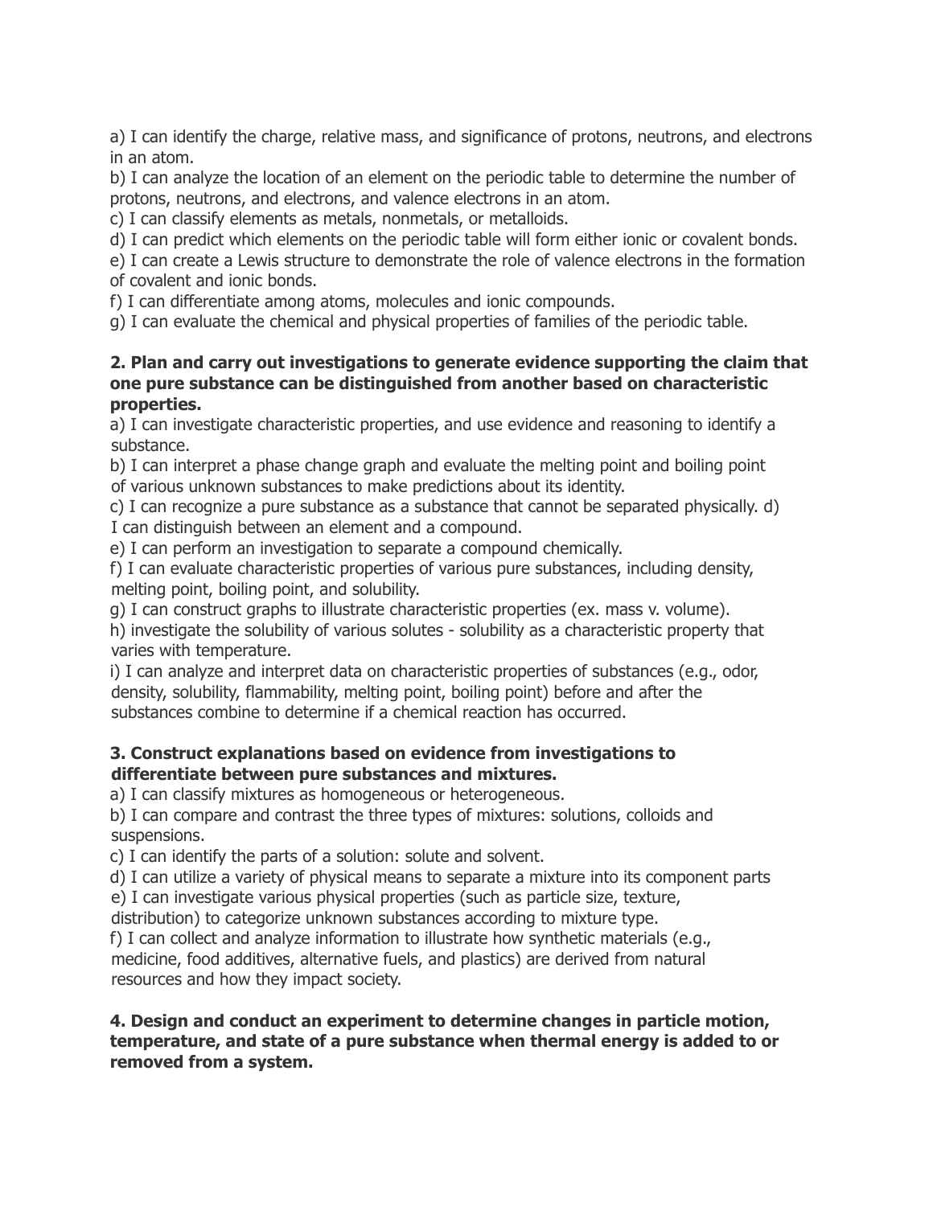a) I can identify the charge, relative mass, and significance of protons, neutrons, and electrons in an atom.
b) I can analyze the location of an element on the periodic table to determine the number of protons, neutrons, and electrons, and valence electrons in an atom.
c) I can classify elements as metals, nonmetals, or metalloids.
d) I can predict which elements on the periodic table will form either ionic or covalent bonds.
e) I can create a Lewis structure to demonstrate the role of valence electrons in the formation of covalent and ionic bonds.
f) I can differentiate among atoms, molecules and ionic compounds.
g) I can evaluate the chemical and physical properties of families of the periodic table.

**2. Plan and carry out investigations to generate evidence supporting the claim that one pure substance can be distinguished from another based on characteristic properties.**

a) I can investigate characteristic properties, and use evidence and reasoning to identify a substance.
b) I can interpret a phase change graph and evaluate the melting point and boiling point of various unknown substances to make predictions about its identity.
c) I can recognize a pure substance as a substance that cannot be separated physically. d) I can distinguish between an element and a compound.
e) I can perform an investigation to separate a compound chemically.
f) I can evaluate characteristic properties of various pure substances, including density, melting point, boiling point, and solubility.
g) I can construct graphs to illustrate characteristic properties (ex. mass v. volume).
h) investigate the solubility of various solutes - solubility as a characteristic property that varies with temperature.
i) I can analyze and interpret data on characteristic properties of substances (e.g., odor, density, solubility, flammability, melting point, boiling point) before and after the substances combine to determine if a chemical reaction has occurred.

**3. Construct explanations based on evidence from investigations to differentiate between pure substances and mixtures.**

a) I can classify mixtures as homogeneous or heterogeneous.
b) I can compare and contrast the three types of mixtures: solutions, colloids and suspensions.
c) I can identify the parts of a solution: solute and solvent.
d) I can utilize a variety of physical means to separate a mixture into its component parts
e) I can investigate various physical properties (such as particle size, texture, distribution) to categorize unknown substances according to mixture type.
f) I can collect and analyze information to illustrate how synthetic materials (e.g., medicine, food additives, alternative fuels, and plastics) are derived from natural resources and how they impact society.

**4. Design and conduct an experiment to determine changes in particle motion, temperature, and state of a pure substance when thermal energy is added to or removed from a system.**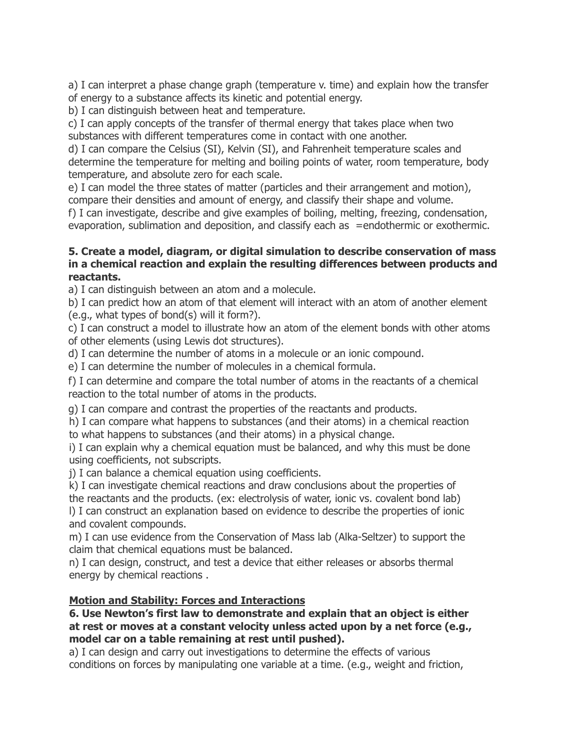a) I can interpret a phase change graph (temperature v. time) and explain how the transfer of energy to a substance affects its kinetic and potential energy.
b) I can distinguish between heat and temperature.
c) I can apply concepts of the transfer of thermal energy that takes place when two substances with different temperatures come in contact with one another.
d) I can compare the Celsius (SI), Kelvin (SI), and Fahrenheit temperature scales and determine the temperature for melting and boiling points of water, room temperature, body temperature, and absolute zero for each scale.
e) I can model the three states of matter (particles and their arrangement and motion), compare their densities and amount of energy, and classify their shape and volume.
f) I can investigate, describe and give examples of boiling, melting, freezing, condensation, evaporation, sublimation and deposition, and classify each as =endothermic or exothermic.

**5. Create a model, diagram, or digital simulation to describe conservation of mass in a chemical reaction and explain the resulting differences between products and reactants.**

a) I can distinguish between an atom and a molecule.
b) I can predict how an atom of that element will interact with an atom of another element (e.g., what types of bond(s) will it form?).
c) I can construct a model to illustrate how an atom of the element bonds with other atoms of other elements (using Lewis dot structures).
d) I can determine the number of atoms in a molecule or an ionic compound.
e) I can determine the number of molecules in a chemical formula.
f) I can determine and compare the total number of atoms in the reactants of a chemical reaction to the total number of atoms in the products.
g) I can compare and contrast the properties of the reactants and products.
h) I can compare what happens to substances (and their atoms) in a chemical reaction to what happens to substances (and their atoms) in a physical change.
i) I can explain why a chemical equation must be balanced, and why this must be done using coefficients, not subscripts.
j) I can balance a chemical equation using coefficients.
k) I can investigate chemical reactions and draw conclusions about the properties of the reactants and the products. (ex: electrolysis of water, ionic vs. covalent bond lab)
l) I can construct an explanation based on evidence to describe the properties of ionic and covalent compounds.
m) I can use evidence from the Conservation of Mass lab (Alka-Seltzer) to support the claim that chemical equations must be balanced.
n) I can design, construct, and test a device that either releases or absorbs thermal energy by chemical reactions .

**<u>Motion and Stability: Forces and Interactions</u>**

**6. Use Newton's first law to demonstrate and explain that an object is either at rest or moves at a constant velocity unless acted upon by a net force (e.g., model car on a table remaining at rest until pushed).**

a) I can design and carry out investigations to determine the effects of various conditions on forces by manipulating one variable at a time. (e.g., weight and friction,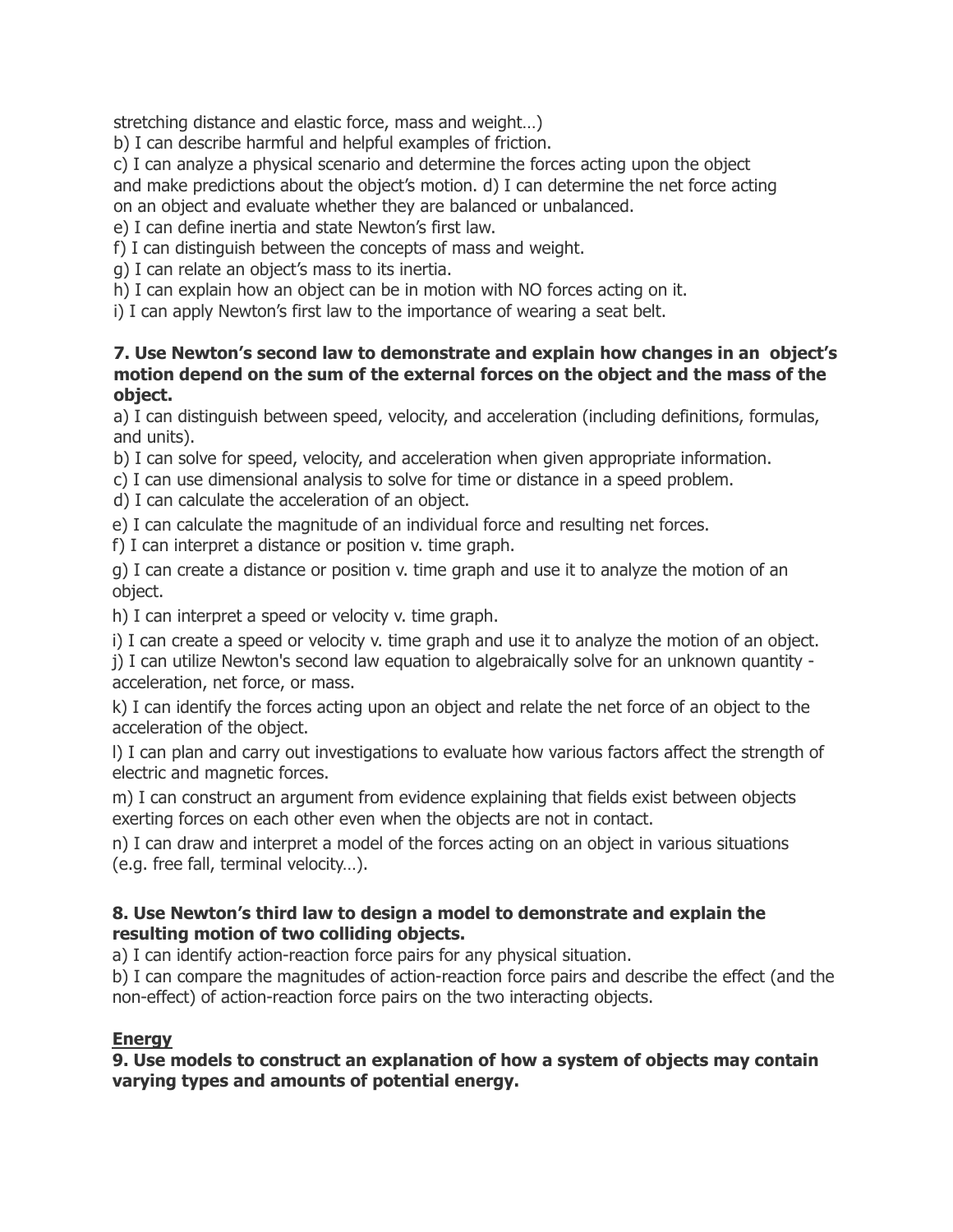stretching distance and elastic force, mass and weight…)

b) I can describe harmful and helpful examples of friction.

c) I can analyze a physical scenario and determine the forces acting upon the object and make predictions about the object's motion. d) I can determine the net force acting on an object and evaluate whether they are balanced or unbalanced.

e) I can define inertia and state Newton's first law.

f) I can distinguish between the concepts of mass and weight.

g) I can relate an object's mass to its inertia.

h) I can explain how an object can be in motion with NO forces acting on it.

i) I can apply Newton's first law to the importance of wearing a seat belt.

**7. Use Newton's second law to demonstrate and explain how changes in an object's motion depend on the sum of the external forces on the object and the mass of the object.**

a) I can distinguish between speed, velocity, and acceleration (including definitions, formulas, and units).

b) I can solve for speed, velocity, and acceleration when given appropriate information.

c) I can use dimensional analysis to solve for time or distance in a speed problem.

d) I can calculate the acceleration of an object.

e) I can calculate the magnitude of an individual force and resulting net forces.

f) I can interpret a distance or position v. time graph.

g) I can create a distance or position v. time graph and use it to analyze the motion of an object.

h) I can interpret a speed or velocity v. time graph.

i) I can create a speed or velocity v. time graph and use it to analyze the motion of an object.

j) I can utilize Newton's second law equation to algebraically solve for an unknown quantity - acceleration, net force, or mass.

k) I can identify the forces acting upon an object and relate the net force of an object to the acceleration of the object.

l) I can plan and carry out investigations to evaluate how various factors affect the strength of electric and magnetic forces.

m) I can construct an argument from evidence explaining that fields exist between objects exerting forces on each other even when the objects are not in contact.

n) I can draw and interpret a model of the forces acting on an object in various situations (e.g. free fall, terminal velocity…).

**8. Use Newton's third law to design a model to demonstrate and explain the resulting motion of two colliding objects.**

a) I can identify action-reaction force pairs for any physical situation.

b) I can compare the magnitudes of action-reaction force pairs and describe the effect (and the non-effect) of action-reaction force pairs on the two interacting objects.

**Energy**

**9. Use models to construct an explanation of how a system of objects may contain varying types and amounts of potential energy.**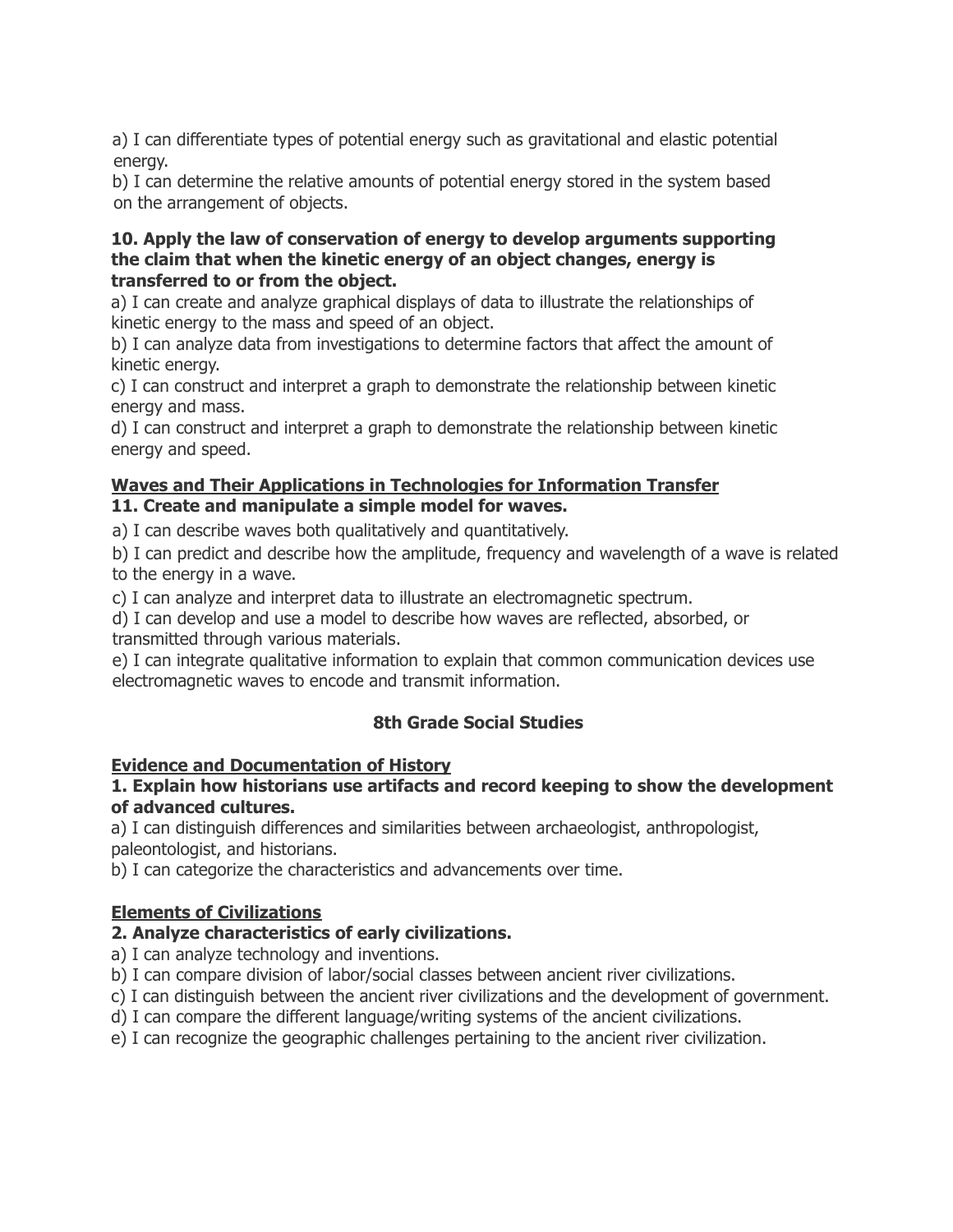a) I can differentiate types of potential energy such as gravitational and elastic potential energy.

b) I can determine the relative amounts of potential energy stored in the system based on the arrangement of objects.

**10. Apply the law of conservation of energy to develop arguments supporting the claim that when the kinetic energy of an object changes, energy is transferred to or from the object.**

a) I can create and analyze graphical displays of data to illustrate the relationships of kinetic energy to the mass and speed of an object.

b) I can analyze data from investigations to determine factors that affect the amount of kinetic energy.

c) I can construct and interpret a graph to demonstrate the relationship between kinetic energy and mass.

d) I can construct and interpret a graph to demonstrate the relationship between kinetic energy and speed.

**<u>Waves and Their Applications in Technologies for Information Transfer</u>**

**11. Create and manipulate a simple model for waves.**

a) I can describe waves both qualitatively and quantitatively.

b) I can predict and describe how the amplitude, frequency and wavelength of a wave is related to the energy in a wave.

c) I can analyze and interpret data to illustrate an electromagnetic spectrum.

d) I can develop and use a model to describe how waves are reflected, absorbed, or transmitted through various materials.

e) I can integrate qualitative information to explain that common communication devices use electromagnetic waves to encode and transmit information.

## 8th Grade Social Studies

**<u>Evidence and Documentation of History</u>**

**1. Explain how historians use artifacts and record keeping to show the development of advanced cultures.**

a) I can distinguish differences and similarities between archaeologist, anthropologist, paleontologist, and historians.

b) I can categorize the characteristics and advancements over time.

**<u>Elements of Civilizations</u>**

**2. Analyze characteristics of early civilizations.**

a) I can analyze technology and inventions.

b) I can compare division of labor/social classes between ancient river civilizations.

c) I can distinguish between the ancient river civilizations and the development of government.

d) I can compare the different language/writing systems of the ancient civilizations.

e) I can recognize the geographic challenges pertaining to the ancient river civilization.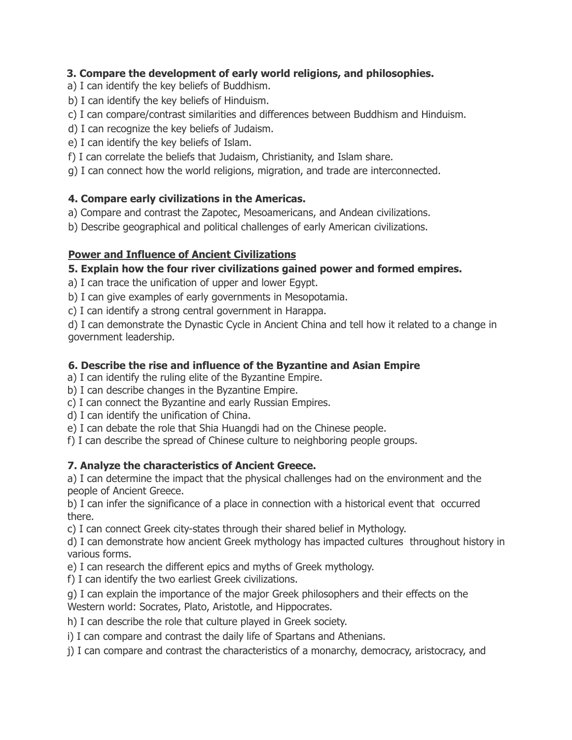**3. Compare the development of early world religions, and philosophies.**

a) I can identify the key beliefs of Buddhism.

b) I can identify the key beliefs of Hinduism.

c) I can compare/contrast similarities and differences between Buddhism and Hinduism.

d) I can recognize the key beliefs of Judaism.

e) I can identify the key beliefs of Islam.

f) I can correlate the beliefs that Judaism, Christianity, and Islam share.

g) I can connect how the world religions, migration, and trade are interconnected.

**4. Compare early civilizations in the Americas.**

a) Compare and contrast the Zapotec, Mesoamericans, and Andean civilizations.

b) Describe geographical and political challenges of early American civilizations.

**<u>Power and Influence of Ancient Civilizations</u>**

**5. Explain how the four river civilizations gained power and formed empires.**

a) I can trace the unification of upper and lower Egypt.

b) I can give examples of early governments in Mesopotamia.

c) I can identify a strong central government in Harappa.

d) I can demonstrate the Dynastic Cycle in Ancient China and tell how it related to a change in government leadership.

**6. Describe the rise and influence of the Byzantine and Asian Empire**

a) I can identify the ruling elite of the Byzantine Empire.

b) I can describe changes in the Byzantine Empire.

c) I can connect the Byzantine and early Russian Empires.

d) I can identify the unification of China.

e) I can debate the role that Shia Huangdi had on the Chinese people.

f) I can describe the spread of Chinese culture to neighboring people groups.

**7. Analyze the characteristics of Ancient Greece.**

a) I can determine the impact that the physical challenges had on the environment and the people of Ancient Greece.

b) I can infer the significance of a place in connection with a historical event that occurred there.

c) I can connect Greek city-states through their shared belief in Mythology.

d) I can demonstrate how ancient Greek mythology has impacted cultures throughout history in various forms.

e) I can research the different epics and myths of Greek mythology.

f) I can identify the two earliest Greek civilizations.

g) I can explain the importance of the major Greek philosophers and their effects on the Western world: Socrates, Plato, Aristotle, and Hippocrates.

h) I can describe the role that culture played in Greek society.

i) I can compare and contrast the daily life of Spartans and Athenians.

j) I can compare and contrast the characteristics of a monarchy, democracy, aristocracy, and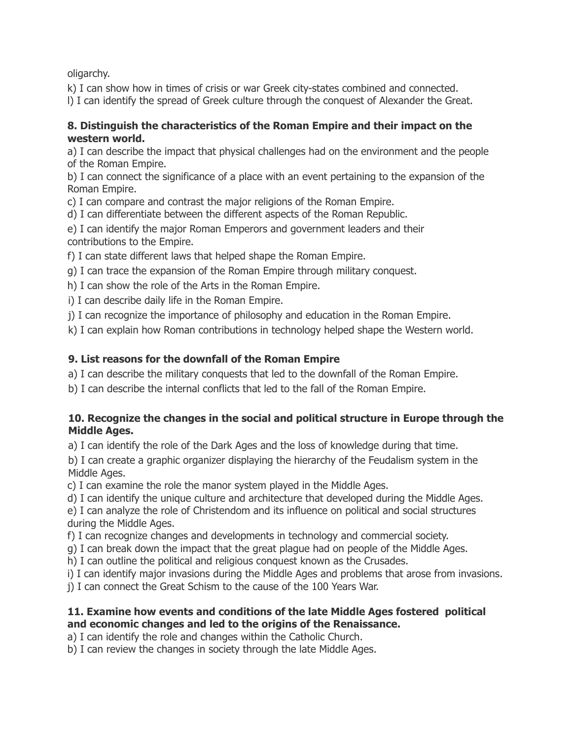oligarchy.

k) I can show how in times of crisis or war Greek city-states combined and connected.

l) I can identify the spread of Greek culture through the conquest of Alexander the Great.

**8. Distinguish the characteristics of the Roman Empire and their impact on the western world.**

a) I can describe the impact that physical challenges had on the environment and the people of the Roman Empire.

b) I can connect the significance of a place with an event pertaining to the expansion of the Roman Empire.

c) I can compare and contrast the major religions of the Roman Empire.

d) I can differentiate between the different aspects of the Roman Republic.

e) I can identify the major Roman Emperors and government leaders and their contributions to the Empire.

f) I can state different laws that helped shape the Roman Empire.

g) I can trace the expansion of the Roman Empire through military conquest.

h) I can show the role of the Arts in the Roman Empire.

i) I can describe daily life in the Roman Empire.

j) I can recognize the importance of philosophy and education in the Roman Empire.

k) I can explain how Roman contributions in technology helped shape the Western world.

**9. List reasons for the downfall of the Roman Empire**

a) I can describe the military conquests that led to the downfall of the Roman Empire.

b) I can describe the internal conflicts that led to the fall of the Roman Empire.

**10. Recognize the changes in the social and political structure in Europe through the Middle Ages.**

a) I can identify the role of the Dark Ages and the loss of knowledge during that time.

b) I can create a graphic organizer displaying the hierarchy of the Feudalism system in the Middle Ages.

c) I can examine the role the manor system played in the Middle Ages.

d) I can identify the unique culture and architecture that developed during the Middle Ages.

e) I can analyze the role of Christendom and its influence on political and social structures during the Middle Ages.

f) I can recognize changes and developments in technology and commercial society.

g) I can break down the impact that the great plague had on people of the Middle Ages.

h) I can outline the political and religious conquest known as the Crusades.

i) I can identify major invasions during the Middle Ages and problems that arose from invasions.

j) I can connect the Great Schism to the cause of the 100 Years War.

**11. Examine how events and conditions of the late Middle Ages fostered political and economic changes and led to the origins of the Renaissance.**

a) I can identify the role and changes within the Catholic Church.

b) I can review the changes in society through the late Middle Ages.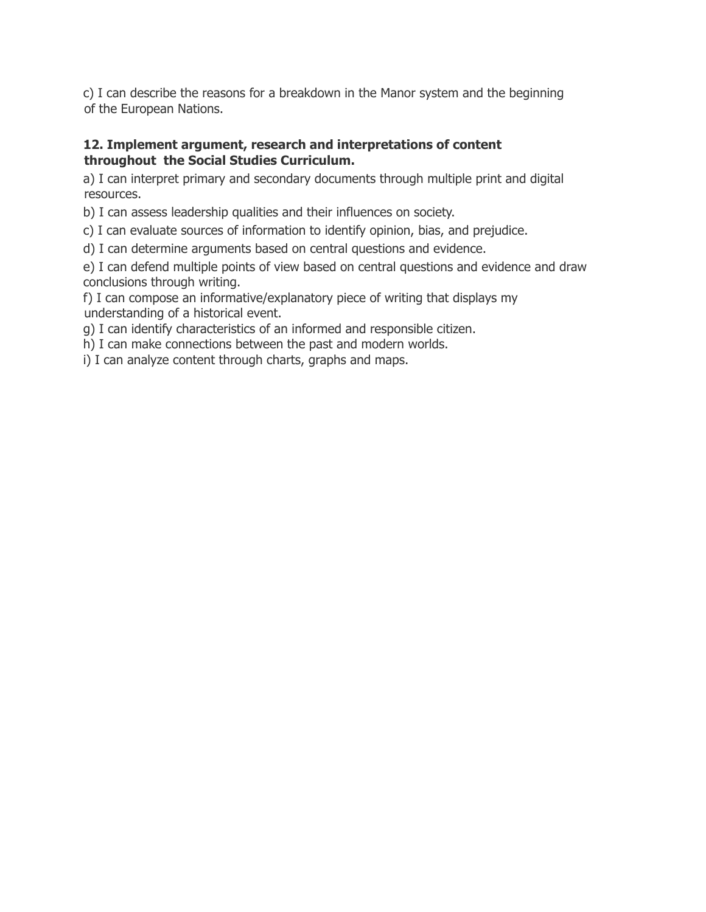c) I can describe the reasons for a breakdown in the Manor system and the beginning of the European Nations.

**12. Implement argument, research and interpretations of content throughout the Social Studies Curriculum.**

a) I can interpret primary and secondary documents through multiple print and digital resources.

b) I can assess leadership qualities and their influences on society.

c) I can evaluate sources of information to identify opinion, bias, and prejudice.

d) I can determine arguments based on central questions and evidence.

e) I can defend multiple points of view based on central questions and evidence and draw conclusions through writing.

f) I can compose an informative/explanatory piece of writing that displays my understanding of a historical event.

g) I can identify characteristics of an informed and responsible citizen.

h) I can make connections between the past and modern worlds.

i) I can analyze content through charts, graphs and maps.